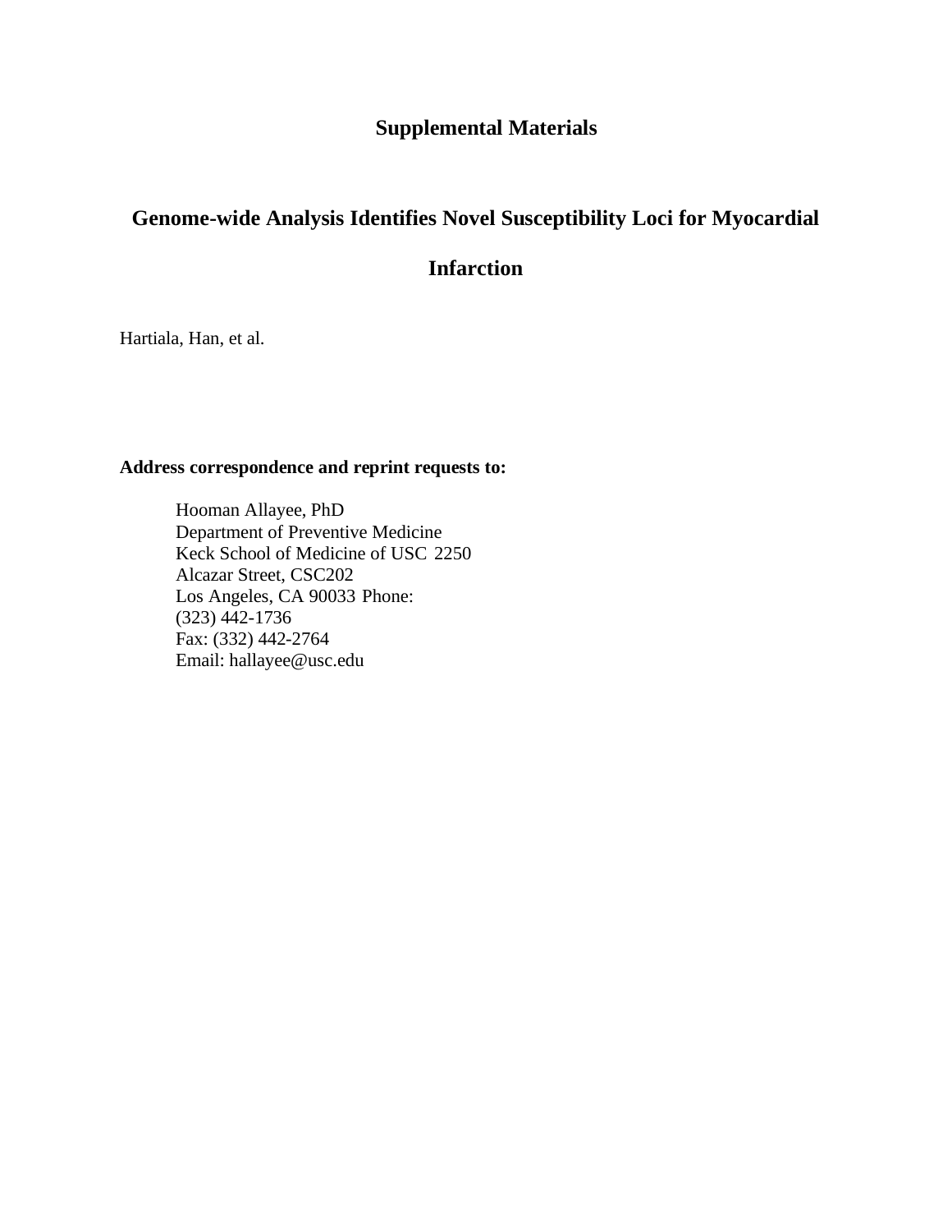# Supplemental Materials

## Genome-wide Analysis Identifies Novel Susceptibility Loci for Myocardial Infarction

Hartiala, Han, et al.

**Address correspondence and reprint requests to:**

Hooman Allayee, PhD
Department of Preventive Medicine
Keck School of Medicine of USC 2250
Alcazar Street, CSC202
Los Angeles, CA 90033 Phone:
(323) 442-1736
Fax: (332) 442-2764
Email: hallayee@usc.edu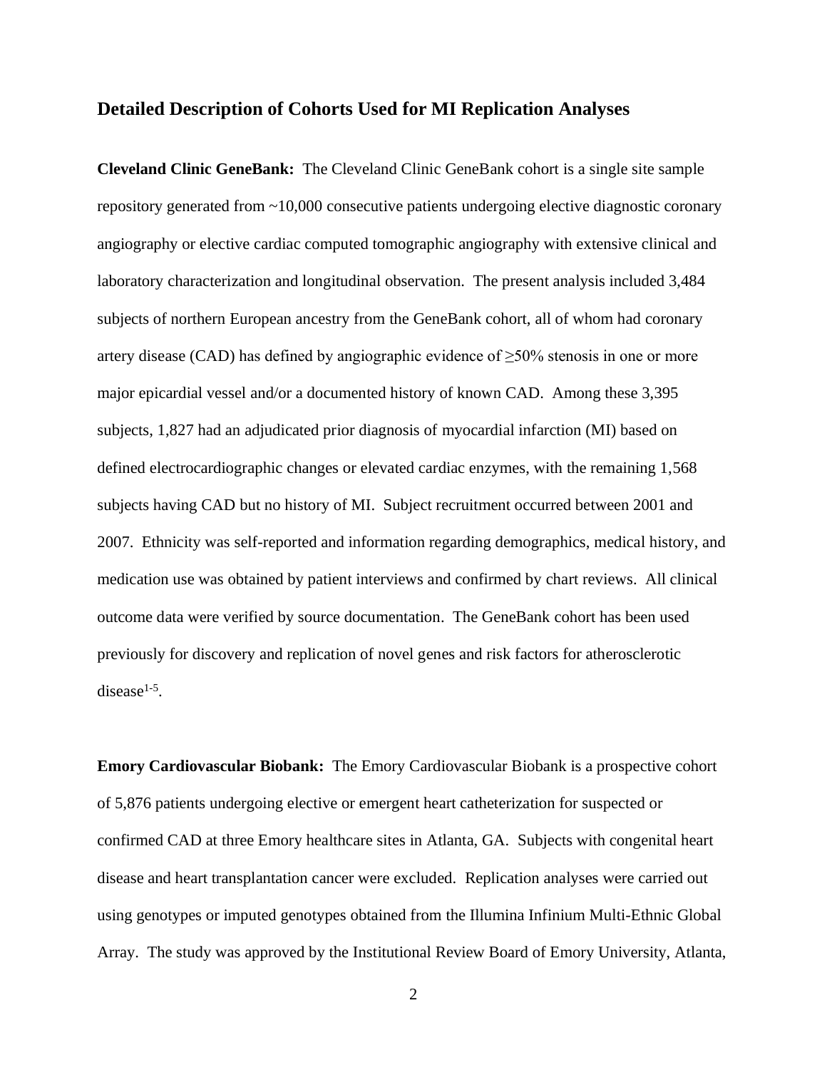## Detailed Description of Cohorts Used for MI Replication Analyses

**Cleveland Clinic GeneBank:** The Cleveland Clinic GeneBank cohort is a single site sample repository generated from ~10,000 consecutive patients undergoing elective diagnostic coronary angiography or elective cardiac computed tomographic angiography with extensive clinical and laboratory characterization and longitudinal observation. The present analysis included 3,484 subjects of northern European ancestry from the GeneBank cohort, all of whom had coronary artery disease (CAD) has defined by angiographic evidence of ≥50% stenosis in one or more major epicardial vessel and/or a documented history of known CAD. Among these 3,395 subjects, 1,827 had an adjudicated prior diagnosis of myocardial infarction (MI) based on defined electrocardiographic changes or elevated cardiac enzymes, with the remaining 1,568 subjects having CAD but no history of MI. Subject recruitment occurred between 2001 and 2007. Ethnicity was self-reported and information regarding demographics, medical history, and medication use was obtained by patient interviews and confirmed by chart reviews. All clinical outcome data were verified by source documentation. The GeneBank cohort has been used previously for discovery and replication of novel genes and risk factors for atherosclerotic disease[1-5].

**Emory Cardiovascular Biobank:** The Emory Cardiovascular Biobank is a prospective cohort of 5,876 patients undergoing elective or emergent heart catheterization for suspected or confirmed CAD at three Emory healthcare sites in Atlanta, GA. Subjects with congenital heart disease and heart transplantation cancer were excluded. Replication analyses were carried out using genotypes or imputed genotypes obtained from the Illumina Infinium Multi-Ethnic Global Array. The study was approved by the Institutional Review Board of Emory University, Atlanta,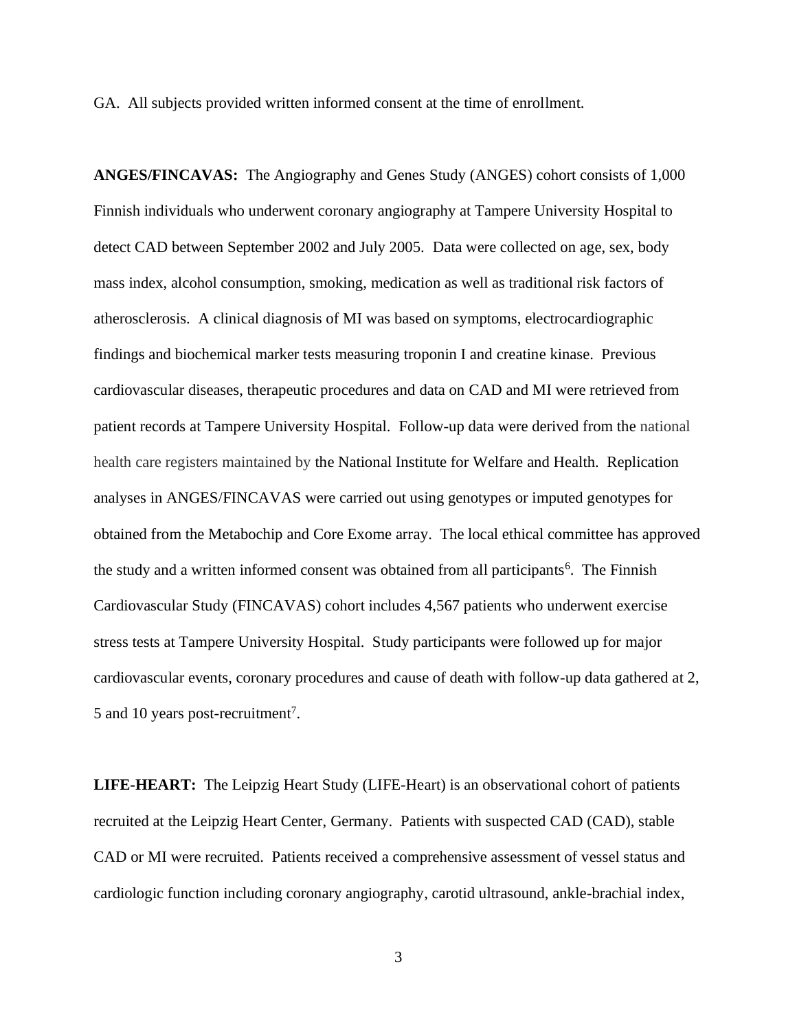GA. All subjects provided written informed consent at the time of enrollment.

**ANGES/FINCAVAS:** The Angiography and Genes Study (ANGES) cohort consists of 1,000 Finnish individuals who underwent coronary angiography at Tampere University Hospital to detect CAD between September 2002 and July 2005. Data were collected on age, sex, body mass index, alcohol consumption, smoking, medication as well as traditional risk factors of atherosclerosis. A clinical diagnosis of MI was based on symptoms, electrocardiographic findings and biochemical marker tests measuring troponin I and creatine kinase. Previous cardiovascular diseases, therapeutic procedures and data on CAD and MI were retrieved from patient records at Tampere University Hospital. Follow-up data were derived from the national health care registers maintained by the National Institute for Welfare and Health. Replication analyses in ANGES/FINCAVAS were carried out using genotypes or imputed genotypes for obtained from the Metabochip and Core Exome array. The local ethical committee has approved the study and a written informed consent was obtained from all participants[6]. The Finnish Cardiovascular Study (FINCAVAS) cohort includes 4,567 patients who underwent exercise stress tests at Tampere University Hospital. Study participants were followed up for major cardiovascular events, coronary procedures and cause of death with follow-up data gathered at 2, 5 and 10 years post-recruitment[7].

**LIFE-HEART:** The Leipzig Heart Study (LIFE-Heart) is an observational cohort of patients recruited at the Leipzig Heart Center, Germany. Patients with suspected CAD (CAD), stable CAD or MI were recruited. Patients received a comprehensive assessment of vessel status and cardiologic function including coronary angiography, carotid ultrasound, ankle-brachial index,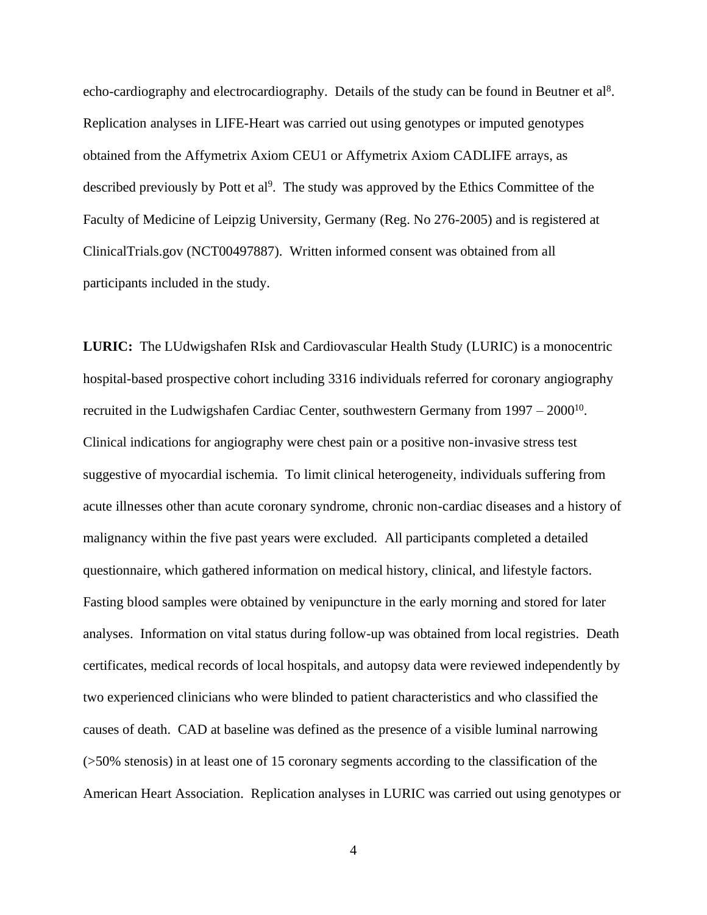echo-cardiography and electrocardiography. Details of the study can be found in Beutner et al[8]. Replication analyses in LIFE-Heart was carried out using genotypes or imputed genotypes obtained from the Affymetrix Axiom CEU1 or Affymetrix Axiom CADLIFE arrays, as described previously by Pott et al[9]. The study was approved by the Ethics Committee of the Faculty of Medicine of Leipzig University, Germany (Reg. No 276-2005) and is registered at ClinicalTrials.gov (NCT00497887). Written informed consent was obtained from all participants included in the study.

**LURIC:** The LUdwigshafen RIsk and Cardiovascular Health Study (LURIC) is a monocentric hospital-based prospective cohort including 3316 individuals referred for coronary angiography recruited in the Ludwigshafen Cardiac Center, southwestern Germany from 1997 – 2000[10]. Clinical indications for angiography were chest pain or a positive non-invasive stress test suggestive of myocardial ischemia. To limit clinical heterogeneity, individuals suffering from acute illnesses other than acute coronary syndrome, chronic non-cardiac diseases and a history of malignancy within the five past years were excluded. All participants completed a detailed questionnaire, which gathered information on medical history, clinical, and lifestyle factors. Fasting blood samples were obtained by venipuncture in the early morning and stored for later analyses. Information on vital status during follow-up was obtained from local registries. Death certificates, medical records of local hospitals, and autopsy data were reviewed independently by two experienced clinicians who were blinded to patient characteristics and who classified the causes of death. CAD at baseline was defined as the presence of a visible luminal narrowing (>50% stenosis) in at least one of 15 coronary segments according to the classification of the American Heart Association. Replication analyses in LURIC was carried out using genotypes or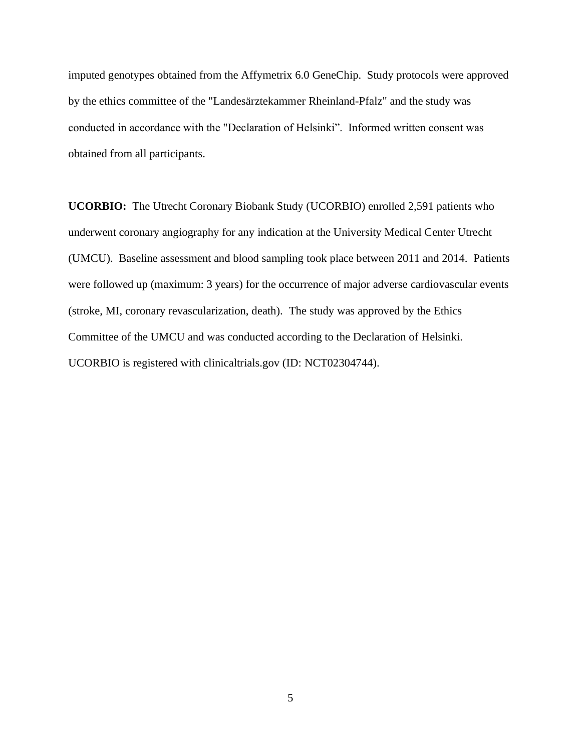imputed genotypes obtained from the Affymetrix 6.0 GeneChip. Study protocols were approved by the ethics committee of the "Landesärztekammer Rheinland-Pfalz" and the study was conducted in accordance with the "Declaration of Helsinki". Informed written consent was obtained from all participants.

**UCORBIO:** The Utrecht Coronary Biobank Study (UCORBIO) enrolled 2,591 patients who underwent coronary angiography for any indication at the University Medical Center Utrecht (UMCU). Baseline assessment and blood sampling took place between 2011 and 2014. Patients were followed up (maximum: 3 years) for the occurrence of major adverse cardiovascular events (stroke, MI, coronary revascularization, death). The study was approved by the Ethics Committee of the UMCU and was conducted according to the Declaration of Helsinki. UCORBIO is registered with clinicaltrials.gov (ID: NCT02304744).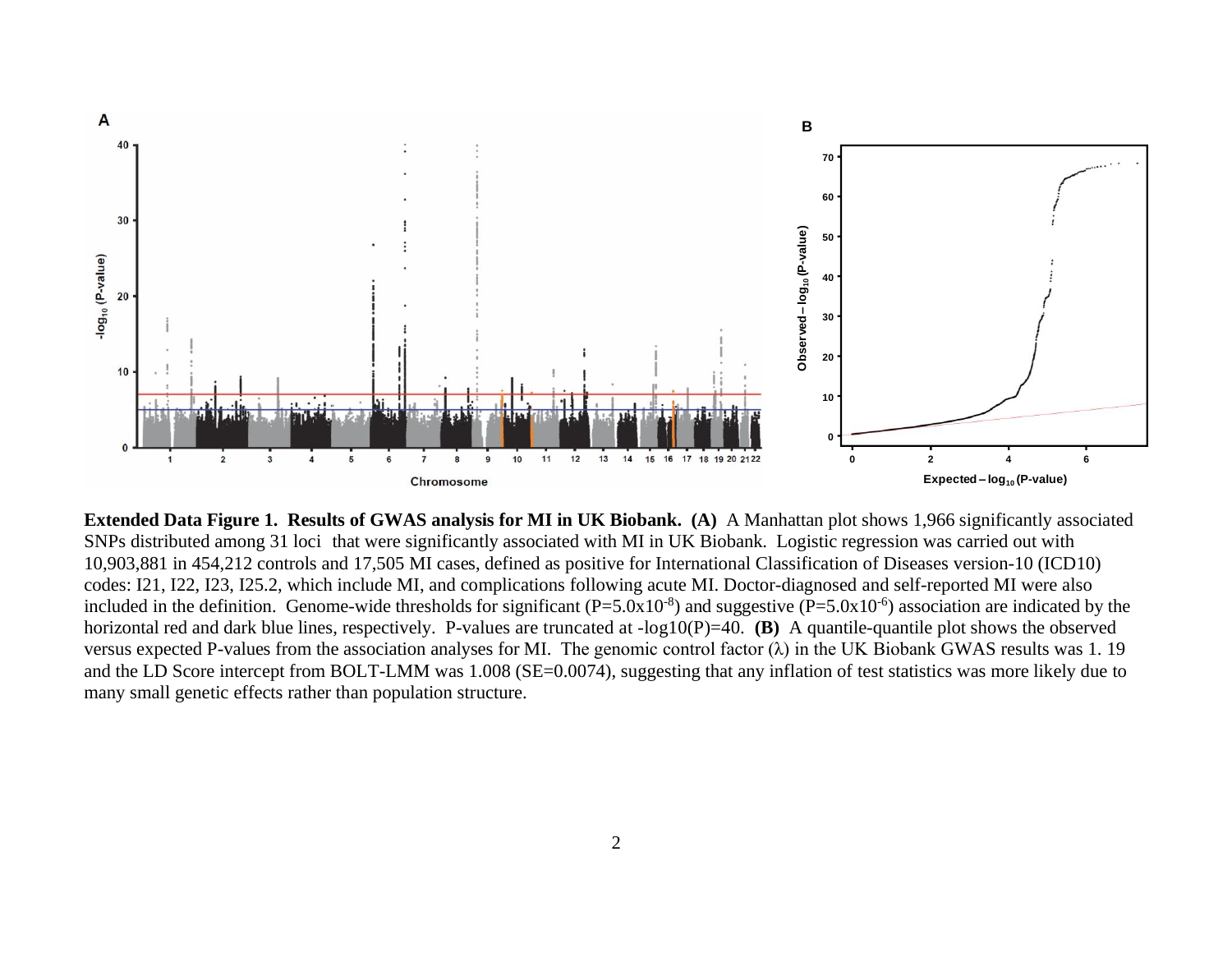A

40
30
20
10
0

-log10 (P-value)

1 2 3 4 5 6 7 8 9 10 11 12 13 14 15 16 17 18 19 20 21 22

Chromosome

B

70
60
50
40
30
20
10
0

Observed – log10 (P-value)

0 2 4 6

Expected – log10 (P-value)

**Extended Data Figure 1. Results of GWAS analysis for MI in UK Biobank. (A)** A Manhattan plot shows 1,966 significantly associated SNPs distributed among 31 loci that were significantly associated with MI in UK Biobank. Logistic regression was carried out with 10,903,881 in 454,212 controls and 17,505 MI cases, defined as positive for International Classification of Diseases version-10 (ICD10) codes: I21, I22, I23, I25.2, which include MI, and complications following acute MI. Doctor-diagnosed and self-reported MI were also included in the definition. Genome-wide thresholds for significant ($P=5.0\times10^{-8}$) and suggestive ($P=5.0\times10^{-6}$) association are indicated by the horizontal red and dark blue lines, respectively. P-values are truncated at -log10(P)=40. **(B)** A quantile-quantile plot shows the observed versus expected P-values from the association analyses for MI. The genomic control factor ($\lambda$) in the UK Biobank GWAS results was 1. 19 and the LD Score intercept from BOLT-LMM was 1.008 (SE=0.0074), suggesting that any inflation of test statistics was more likely due to many small genetic effects rather than population structure.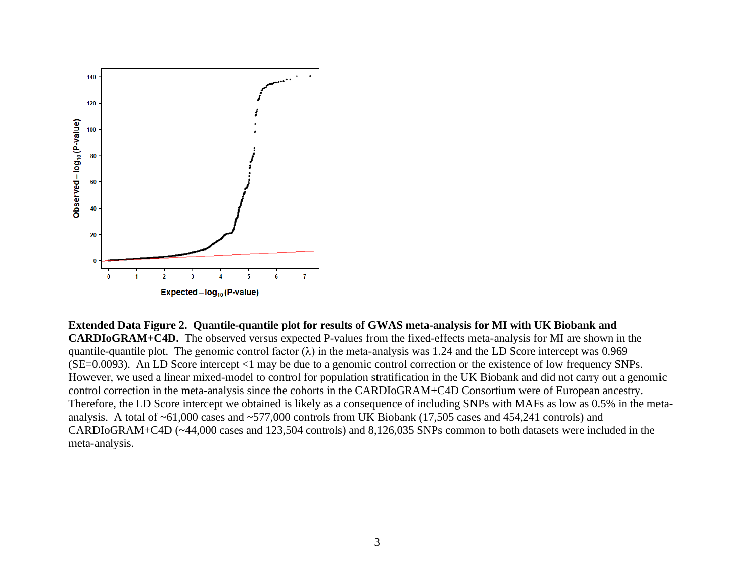140
120
100
80
60
40
20
0

Observed $-\log_{10}$(P-value)

0 1 2 3 4 5 6 7

Expected $-\log_{10}$(P-value)

**Extended Data Figure 2. Quantile-quantile plot for results of GWAS meta-analysis for MI with UK Biobank and CARDIoGRAM+C4D.** The observed versus expected P-values from the fixed-effects meta-analysis for MI are shown in the quantile-quantile plot. The genomic control factor ($\lambda$) in the meta-analysis was 1.24 and the LD Score intercept was 0.969 (SE=0.0093). An LD Score intercept <1 may be due to a genomic control correction or the existence of low frequency SNPs. However, we used a linear mixed-model to control for population stratification in the UK Biobank and did not carry out a genomic control correction in the meta-analysis since the cohorts in the CARDIoGRAM+C4D Consortium were of European ancestry. Therefore, the LD Score intercept we obtained is likely as a consequence of including SNPs with MAFs as low as 0.5% in the meta-analysis. A total of ~61,000 cases and ~577,000 controls from UK Biobank (17,505 cases and 454,241 controls) and CARDIoGRAM+C4D (~44,000 cases and 123,504 controls) and 8,126,035 SNPs common to both datasets were included in the meta-analysis.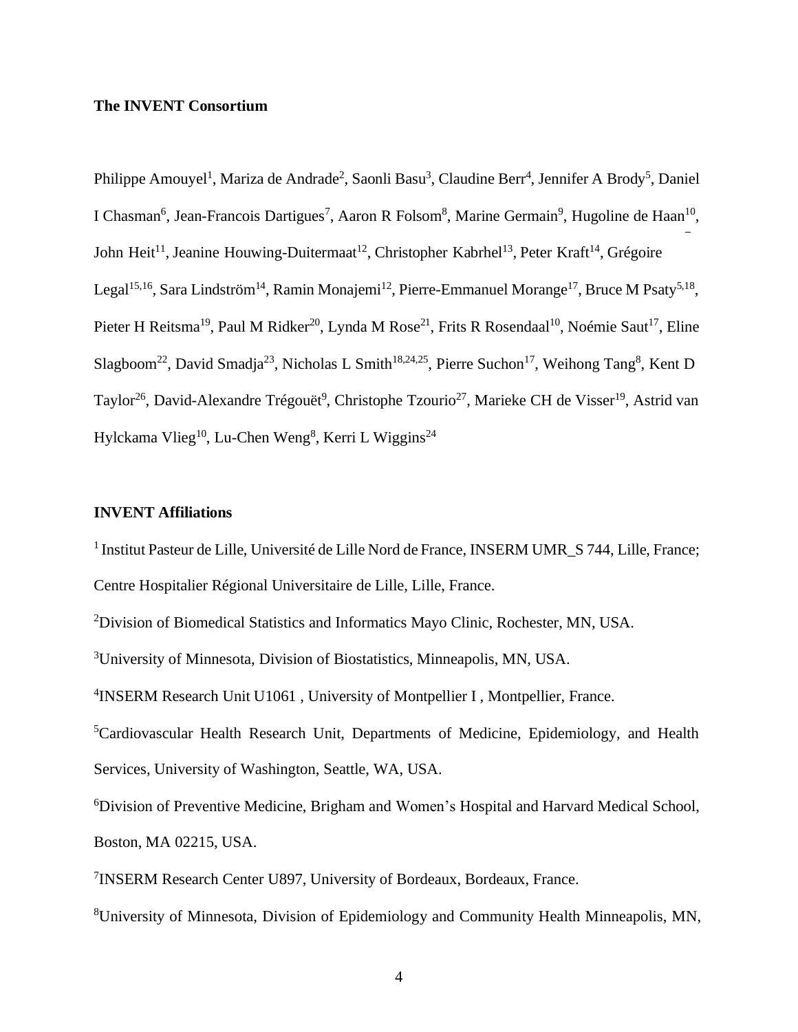**The INVENT Consortium**

Philippe Amouyel[1], Mariza de Andrade[2], Saonli Basu[3], Claudine Berr[4], Jennifer A Brody[5], Daniel I Chasman[6], Jean-Francois Dartigues[7], Aaron R Folsom[8], Marine Germain[9], Hugoline de Haan[10], John Heit[11], Jeanine Houwing-Duitermaat[12], Christopher Kabrhel[13], Peter Kraft[14], Grégoire Legal[15,16], Sara Lindström[14], Ramin Monajemi[12], Pierre-Emmanuel Morange[17], Bruce M Psaty[5,18], Pieter H Reitsma[19], Paul M Ridker[20], Lynda M Rose[21], Frits R Rosendaal[10], Noémie Saut[17], Eline Slagboom[22], David Smadja[23], Nicholas L Smith[18,24,25], Pierre Suchon[17], Weihong Tang[8], Kent D Taylor[26], David-Alexandre Trégouët[9], Christophe Tzourio[27], Marieke CH de Visser[19], Astrid van Hylckama Vlieg[10], Lu-Chen Weng[8], Kerri L Wiggins[24]

**INVENT Affiliations**

[1] Institut Pasteur de Lille, Université de Lille Nord de France, INSERM UMR_S 744, Lille, France; Centre Hospitalier Régional Universitaire de Lille, Lille, France.

[2]Division of Biomedical Statistics and Informatics Mayo Clinic, Rochester, MN, USA.

[3]University of Minnesota, Division of Biostatistics, Minneapolis, MN, USA.

[4]INSERM Research Unit U1061 , University of Montpellier I , Montpellier, France.

[5]Cardiovascular Health Research Unit, Departments of Medicine, Epidemiology, and Health Services, University of Washington, Seattle, WA, USA.

[6]Division of Preventive Medicine, Brigham and Women's Hospital and Harvard Medical School, Boston, MA 02215, USA.

[7]INSERM Research Center U897, University of Bordeaux, Bordeaux, France.

[8]University of Minnesota, Division of Epidemiology and Community Health Minneapolis, MN,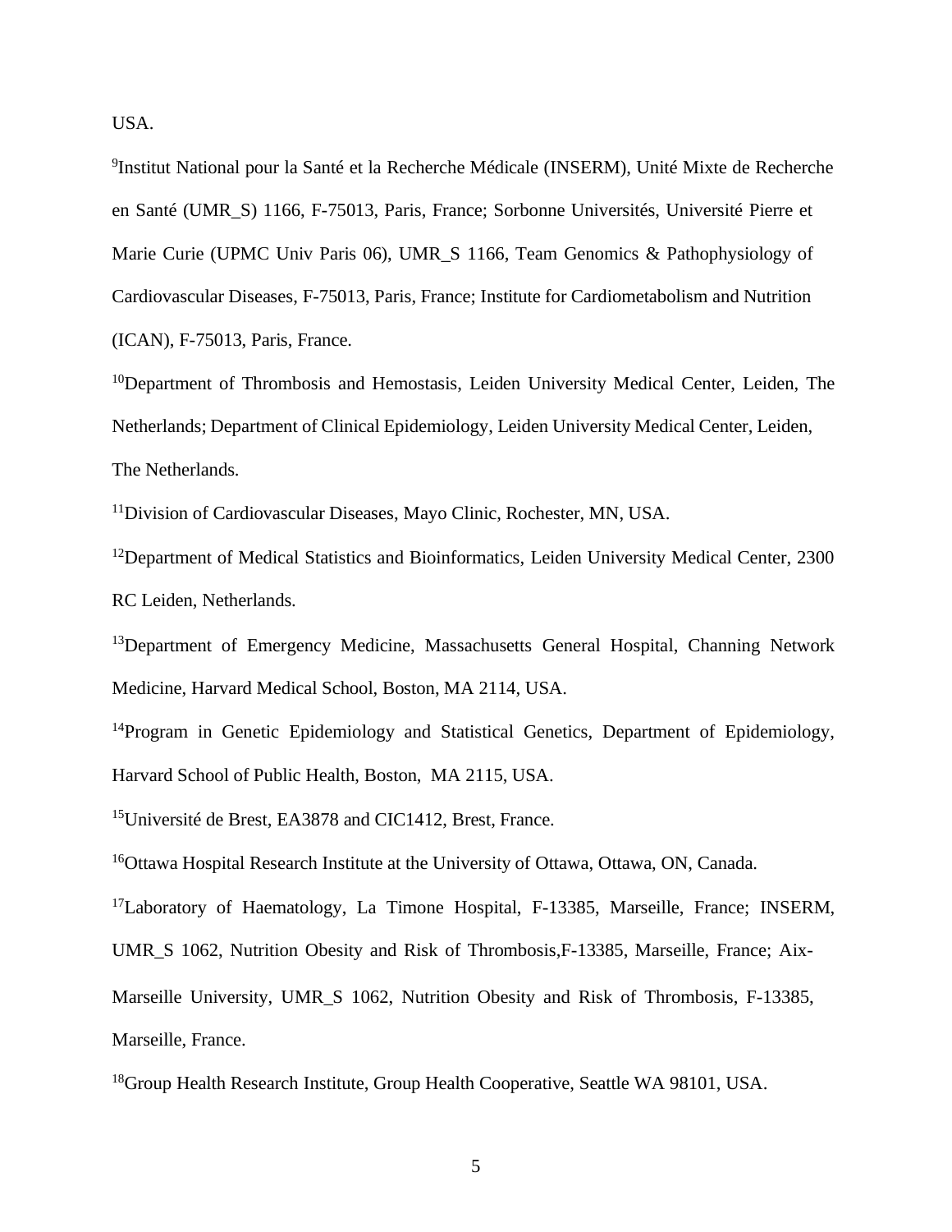USA.

[9]Institut National pour la Santé et la Recherche Médicale (INSERM), Unité Mixte de Recherche en Santé (UMR_S) 1166, F-75013, Paris, France; Sorbonne Universités, Université Pierre et Marie Curie (UPMC Univ Paris 06), UMR_S 1166, Team Genomics & Pathophysiology of Cardiovascular Diseases, F-75013, Paris, France; Institute for Cardiometabolism and Nutrition (ICAN), F-75013, Paris, France.

[10]Department of Thrombosis and Hemostasis, Leiden University Medical Center, Leiden, The Netherlands; Department of Clinical Epidemiology, Leiden University Medical Center, Leiden, The Netherlands.

[11]Division of Cardiovascular Diseases, Mayo Clinic, Rochester, MN, USA.

[12]Department of Medical Statistics and Bioinformatics, Leiden University Medical Center, 2300 RC Leiden, Netherlands.

[13]Department of Emergency Medicine, Massachusetts General Hospital, Channing Network Medicine, Harvard Medical School, Boston, MA 2114, USA.

[14]Program in Genetic Epidemiology and Statistical Genetics, Department of Epidemiology, Harvard School of Public Health, Boston, MA 2115, USA.

[15]Université de Brest, EA3878 and CIC1412, Brest, France.

[16]Ottawa Hospital Research Institute at the University of Ottawa, Ottawa, ON, Canada.

[17]Laboratory of Haematology, La Timone Hospital, F-13385, Marseille, France; INSERM, UMR_S 1062, Nutrition Obesity and Risk of Thrombosis,F-13385, Marseille, France; Aix-Marseille University, UMR_S 1062, Nutrition Obesity and Risk of Thrombosis, F-13385, Marseille, France.

[18]Group Health Research Institute, Group Health Cooperative, Seattle WA 98101, USA.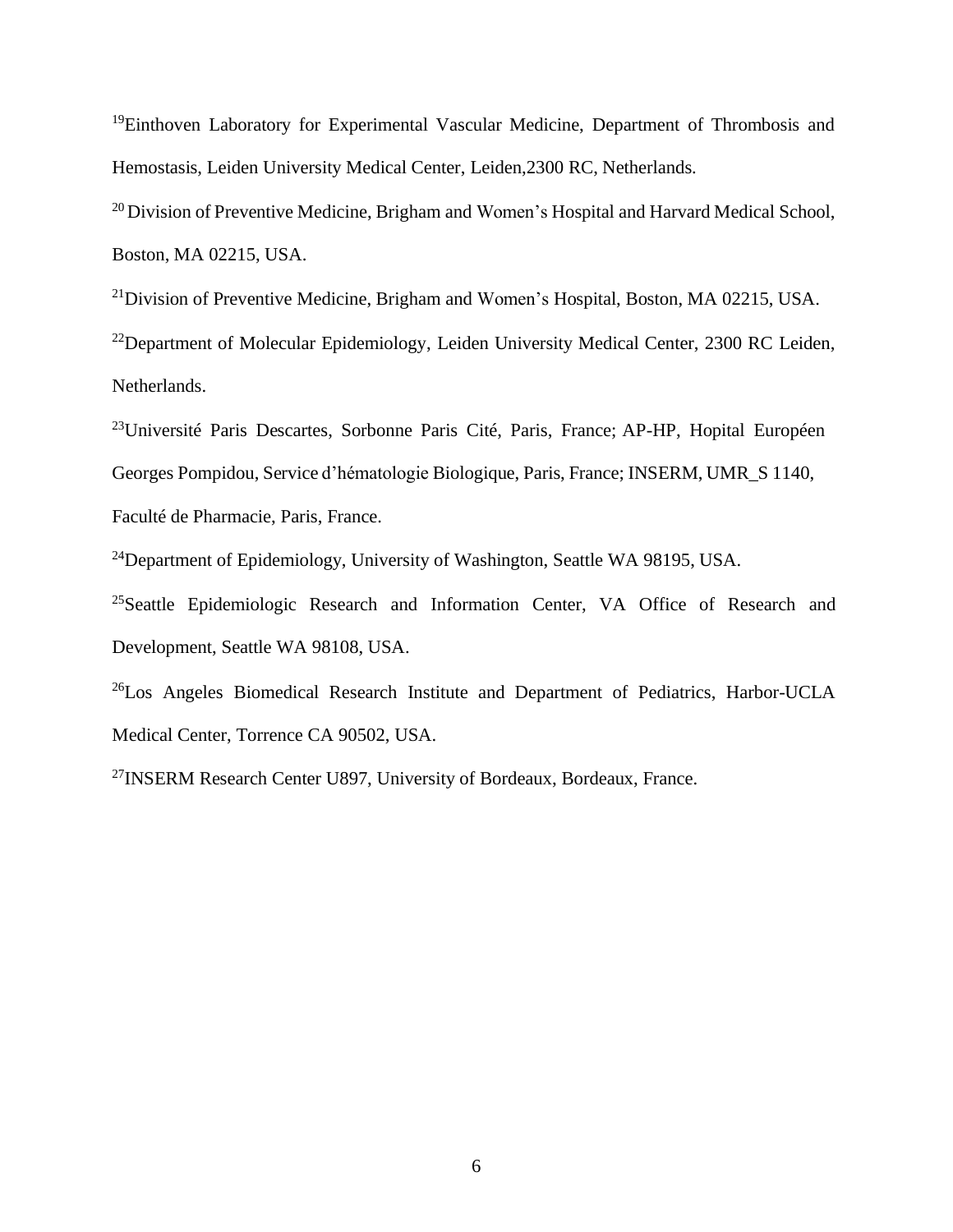[19]Einthoven Laboratory for Experimental Vascular Medicine, Department of Thrombosis and Hemostasis, Leiden University Medical Center, Leiden,2300 RC, Netherlands.

[20] Division of Preventive Medicine, Brigham and Women's Hospital and Harvard Medical School, Boston, MA 02215, USA.

[21]Division of Preventive Medicine, Brigham and Women's Hospital, Boston, MA 02215, USA.

[22]Department of Molecular Epidemiology, Leiden University Medical Center, 2300 RC Leiden, Netherlands.

[23]Université Paris Descartes, Sorbonne Paris Cité, Paris, France; AP-HP, Hopital Européen Georges Pompidou, Service d'hématologie Biologique, Paris, France; INSERM, UMR_S 1140, Faculté de Pharmacie, Paris, France.

[24]Department of Epidemiology, University of Washington, Seattle WA 98195, USA.

[25]Seattle Epidemiologic Research and Information Center, VA Office of Research and Development, Seattle WA 98108, USA.

[26]Los Angeles Biomedical Research Institute and Department of Pediatrics, Harbor-UCLA Medical Center, Torrence CA 90502, USA.

[27]INSERM Research Center U897, University of Bordeaux, Bordeaux, France.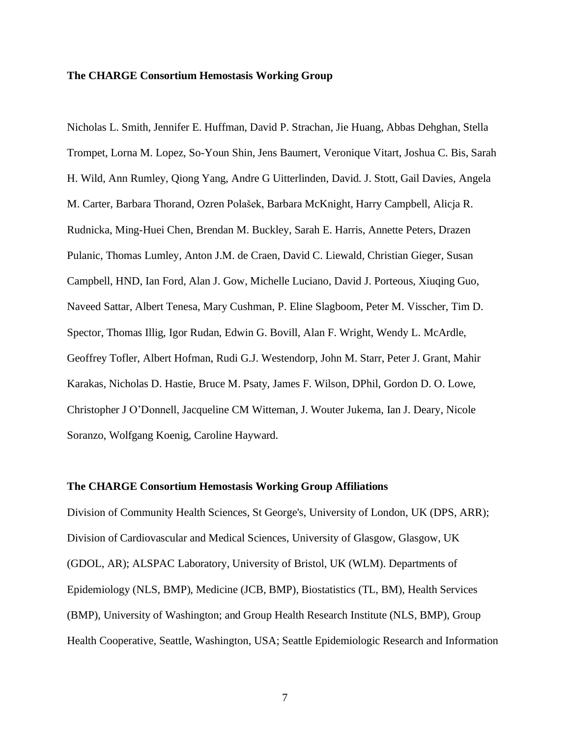**The CHARGE Consortium Hemostasis Working Group**

Nicholas L. Smith, Jennifer E. Huffman, David P. Strachan, Jie Huang, Abbas Dehghan, Stella Trompet, Lorna M. Lopez, So-Youn Shin, Jens Baumert, Veronique Vitart, Joshua C. Bis, Sarah H. Wild, Ann Rumley, Qiong Yang, Andre G Uitterlinden, David. J. Stott, Gail Davies, Angela M. Carter, Barbara Thorand, Ozren Polašek, Barbara McKnight, Harry Campbell, Alicja R. Rudnicka, Ming-Huei Chen, Brendan M. Buckley, Sarah E. Harris, Annette Peters, Drazen Pulanic, Thomas Lumley, Anton J.M. de Craen, David C. Liewald, Christian Gieger, Susan Campbell, HND, Ian Ford, Alan J. Gow, Michelle Luciano, David J. Porteous, Xiuqing Guo, Naveed Sattar, Albert Tenesa, Mary Cushman, P. Eline Slagboom, Peter M. Visscher, Tim D. Spector, Thomas Illig, Igor Rudan, Edwin G. Bovill, Alan F. Wright, Wendy L. McArdle, Geoffrey Tofler, Albert Hofman, Rudi G.J. Westendorp, John M. Starr, Peter J. Grant, Mahir Karakas, Nicholas D. Hastie, Bruce M. Psaty, James F. Wilson, DPhil, Gordon D. O. Lowe, Christopher J O'Donnell, Jacqueline CM Witteman, J. Wouter Jukema, Ian J. Deary, Nicole Soranzo, Wolfgang Koenig, Caroline Hayward.

**The CHARGE Consortium Hemostasis Working Group Affiliations**

Division of Community Health Sciences, St George's, University of London, UK (DPS, ARR); Division of Cardiovascular and Medical Sciences, University of Glasgow, Glasgow, UK (GDOL, AR); ALSPAC Laboratory, University of Bristol, UK (WLM). Departments of Epidemiology (NLS, BMP), Medicine (JCB, BMP), Biostatistics (TL, BM), Health Services (BMP), University of Washington; and Group Health Research Institute (NLS, BMP), Group Health Cooperative, Seattle, Washington, USA; Seattle Epidemiologic Research and Information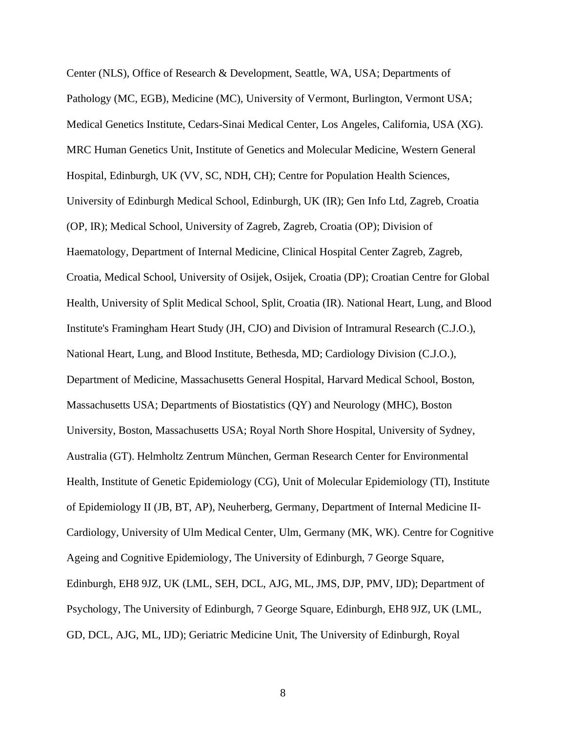Center (NLS), Office of Research & Development, Seattle, WA, USA; Departments of Pathology (MC, EGB), Medicine (MC), University of Vermont, Burlington, Vermont USA; Medical Genetics Institute, Cedars-Sinai Medical Center, Los Angeles, California, USA (XG). MRC Human Genetics Unit, Institute of Genetics and Molecular Medicine, Western General Hospital, Edinburgh, UK (VV, SC, NDH, CH); Centre for Population Health Sciences, University of Edinburgh Medical School, Edinburgh, UK (IR); Gen Info Ltd, Zagreb, Croatia (OP, IR); Medical School, University of Zagreb, Zagreb, Croatia (OP); Division of Haematology, Department of Internal Medicine, Clinical Hospital Center Zagreb, Zagreb, Croatia, Medical School, University of Osijek, Osijek, Croatia (DP); Croatian Centre for Global Health, University of Split Medical School, Split, Croatia (IR). National Heart, Lung, and Blood Institute's Framingham Heart Study (JH, CJO) and Division of Intramural Research (C.J.O.), National Heart, Lung, and Blood Institute, Bethesda, MD; Cardiology Division (C.J.O.), Department of Medicine, Massachusetts General Hospital, Harvard Medical School, Boston, Massachusetts USA; Departments of Biostatistics (QY) and Neurology (MHC), Boston University, Boston, Massachusetts USA; Royal North Shore Hospital, University of Sydney, Australia (GT). Helmholtz Zentrum München, German Research Center for Environmental Health, Institute of Genetic Epidemiology (CG), Unit of Molecular Epidemiology (TI), Institute of Epidemiology II (JB, BT, AP), Neuherberg, Germany, Department of Internal Medicine II-Cardiology, University of Ulm Medical Center, Ulm, Germany (MK, WK). Centre for Cognitive Ageing and Cognitive Epidemiology, The University of Edinburgh, 7 George Square, Edinburgh, EH8 9JZ, UK (LML, SEH, DCL, AJG, ML, JMS, DJP, PMV, IJD); Department of Psychology, The University of Edinburgh, 7 George Square, Edinburgh, EH8 9JZ, UK (LML, GD, DCL, AJG, ML, IJD); Geriatric Medicine Unit, The University of Edinburgh, Royal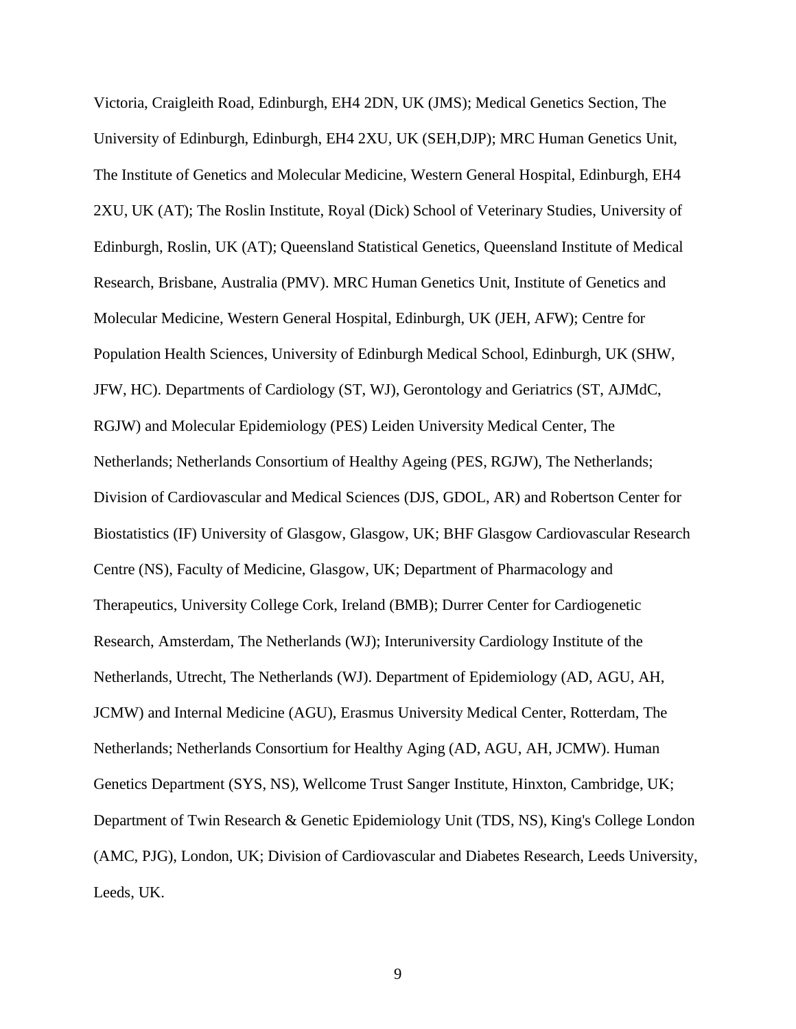Victoria, Craigleith Road, Edinburgh, EH4 2DN, UK (JMS); Medical Genetics Section, The University of Edinburgh, Edinburgh, EH4 2XU, UK (SEH,DJP); MRC Human Genetics Unit, The Institute of Genetics and Molecular Medicine, Western General Hospital, Edinburgh, EH4 2XU, UK (AT); The Roslin Institute, Royal (Dick) School of Veterinary Studies, University of Edinburgh, Roslin, UK (AT); Queensland Statistical Genetics, Queensland Institute of Medical Research, Brisbane, Australia (PMV). MRC Human Genetics Unit, Institute of Genetics and Molecular Medicine, Western General Hospital, Edinburgh, UK (JEH, AFW); Centre for Population Health Sciences, University of Edinburgh Medical School, Edinburgh, UK (SHW, JFW, HC). Departments of Cardiology (ST, WJ), Gerontology and Geriatrics (ST, AJMdC, RGJW) and Molecular Epidemiology (PES) Leiden University Medical Center, The Netherlands; Netherlands Consortium of Healthy Ageing (PES, RGJW), The Netherlands; Division of Cardiovascular and Medical Sciences (DJS, GDOL, AR) and Robertson Center for Biostatistics (IF) University of Glasgow, Glasgow, UK; BHF Glasgow Cardiovascular Research Centre (NS), Faculty of Medicine, Glasgow, UK; Department of Pharmacology and Therapeutics, University College Cork, Ireland (BMB); Durrer Center for Cardiogenetic Research, Amsterdam, The Netherlands (WJ); Interuniversity Cardiology Institute of the Netherlands, Utrecht, The Netherlands (WJ). Department of Epidemiology (AD, AGU, AH, JCMW) and Internal Medicine (AGU), Erasmus University Medical Center, Rotterdam, The Netherlands; Netherlands Consortium for Healthy Aging (AD, AGU, AH, JCMW). Human Genetics Department (SYS, NS), Wellcome Trust Sanger Institute, Hinxton, Cambridge, UK; Department of Twin Research & Genetic Epidemiology Unit (TDS, NS), King's College London (AMC, PJG), London, UK; Division of Cardiovascular and Diabetes Research, Leeds University, Leeds, UK.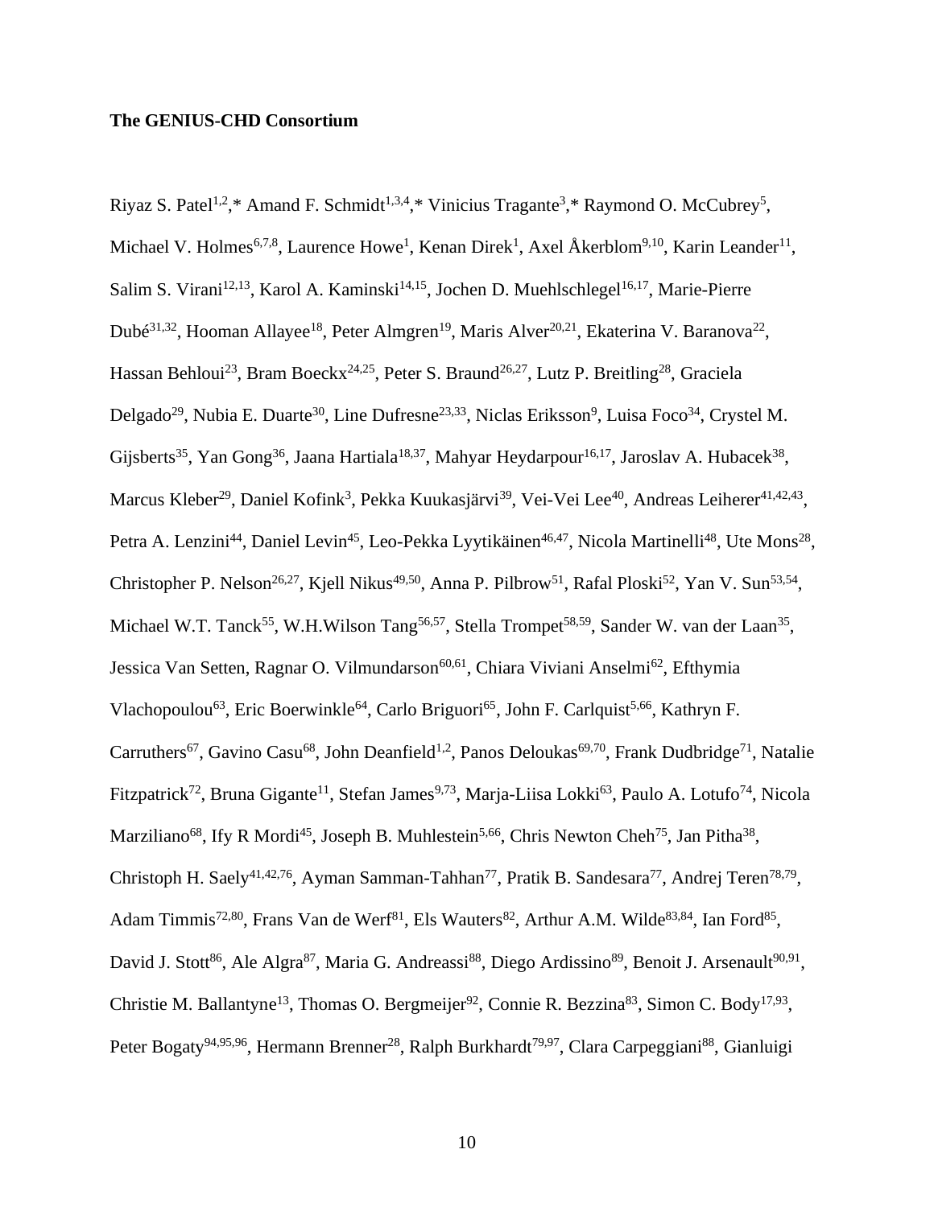**The GENIUS-CHD Consortium**

Riyaz S. Patel[1,2],* Amand F. Schmidt[1,3,4],* Vinicius Tragante[3],* Raymond O. McCubrey[5], Michael V. Holmes[6,7,8], Laurence Howe[1], Kenan Direk[1], Axel Åkerblom[9,10], Karin Leander[11], Salim S. Virani[12,13], Karol A. Kaminski[14,15], Jochen D. Muehlschlegel[16,17], Marie-Pierre Dubé[31,32], Hooman Allayee[18], Peter Almgren[19], Maris Alver[20,21], Ekaterina V. Baranova[22], Hassan Behloui[23], Bram Boeckx[24,25], Peter S. Braund[26,27], Lutz P. Breitling[28], Graciela Delgado[29], Nubia E. Duarte[30], Line Dufresne[23,33], Niclas Eriksson[9], Luisa Foco[34], Crystel M. Gijsberts[35], Yan Gong[36], Jaana Hartiala[18,37], Mahyar Heydarpour[16,17], Jaroslav A. Hubacek[38], Marcus Kleber[29], Daniel Kofink[3], Pekka Kuukasjärvi[39], Vei-Vei Lee[40], Andreas Leiherer[41,42,43], Petra A. Lenzini[44], Daniel Levin[45], Leo-Pekka Lyytikäinen[46,47], Nicola Martinelli[48], Ute Mons[28], Christopher P. Nelson[26,27], Kjell Nikus[49,50], Anna P. Pilbrow[51], Rafal Ploski[52], Yan V. Sun[53,54], Michael W.T. Tanck[55], W.H.Wilson Tang[56,57], Stella Trompet[58,59], Sander W. van der Laan[35], Jessica Van Setten, Ragnar O. Vilmundarson[60,61], Chiara Viviani Anselmi[62], Efthymia Vlachopoulou[63], Eric Boerwinkle[64], Carlo Briguori[65], John F. Carlquist[5,66], Kathryn F. Carruthers[67], Gavino Casu[68], John Deanfield[1,2], Panos Deloukas[69,70], Frank Dudbridge[71], Natalie Fitzpatrick[72], Bruna Gigante[11], Stefan James[9,73], Marja-Liisa Lokki[63], Paulo A. Lotufo[74], Nicola Marziliano[68], Ify R Mordi[45], Joseph B. Muhlestein[5,66], Chris Newton Cheh[75], Jan Pitha[38], Christoph H. Saely[41,42,76], Ayman Samman-Tahhan[77], Pratik B. Sandesara[77], Andrej Teren[78,79], Adam Timmis[72,80], Frans Van de Werf[81], Els Wauters[82], Arthur A.M. Wilde[83,84], Ian Ford[85], David J. Stott[86], Ale Algra[87], Maria G. Andreassi[88], Diego Ardissino[89], Benoit J. Arsenault[90,91], Christie M. Ballantyne[13], Thomas O. Bergmeijer[92], Connie R. Bezzina[83], Simon C. Body[17,93], Peter Bogaty[94,95,96], Hermann Brenner[28], Ralph Burkhardt[79,97], Clara Carpeggiani[88], Gianluigi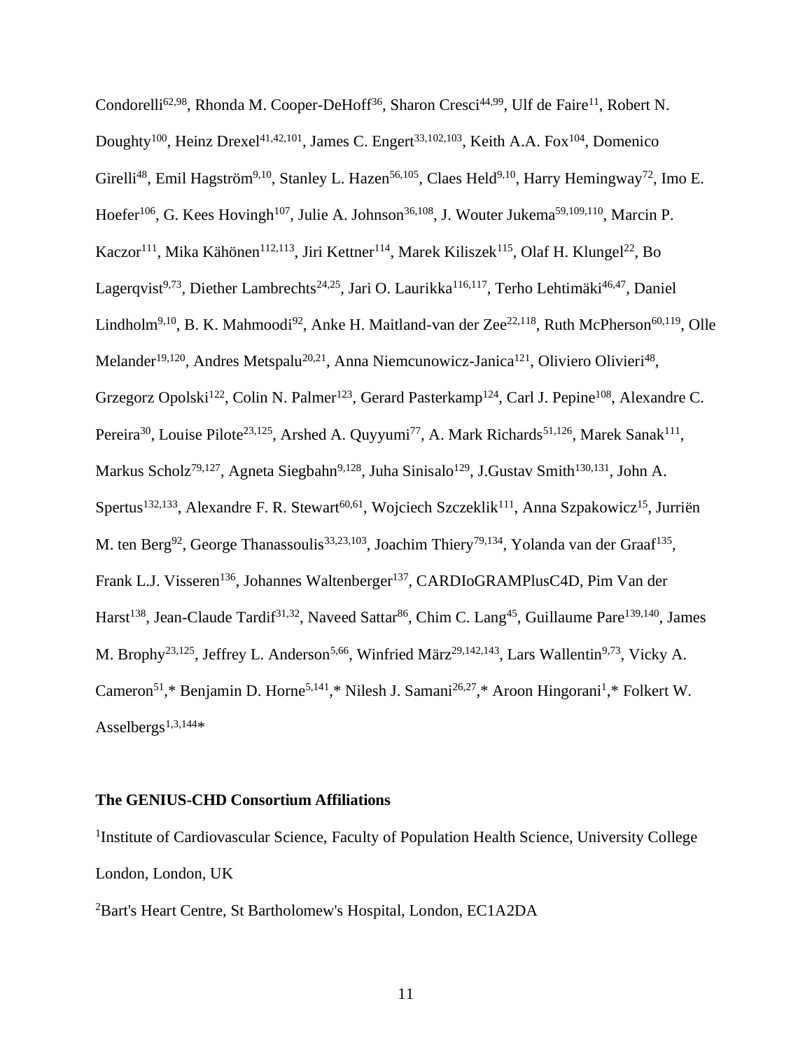Condorelli[62,98], Rhonda M. Cooper-DeHoff[36], Sharon Cresci[44,99], Ulf de Faire[11], Robert N. Doughty[100], Heinz Drexel[41,42,101], James C. Engert[33,102,103], Keith A.A. Fox[104], Domenico Girelli[48], Emil Hagström[9,10], Stanley L. Hazen[56,105], Claes Held[9,10], Harry Hemingway[72], Imo E. Hoefer[106], G. Kees Hovingh[107], Julie A. Johnson[36,108], J. Wouter Jukema[59,109,110], Marcin P. Kaczor[111], Mika Kähönen[112,113], Jiri Kettner[114], Marek Kiliszek[115], Olaf H. Klungel[22], Bo Lagerqvist[9,73], Diether Lambrechts[24,25], Jari O. Laurikka[116,117], Terho Lehtimäki[46,47], Daniel Lindholm[9,10], B. K. Mahmoodi[92], Anke H. Maitland-van der Zee[22,118], Ruth McPherson[60,119], Olle Melander[19,120], Andres Metspalu[20,21], Anna Niemcunowicz-Janica[121], Oliviero Olivieri[48], Grzegorz Opolski[122], Colin N. Palmer[123], Gerard Pasterkamp[124], Carl J. Pepine[108], Alexandre C. Pereira[30], Louise Pilote[23,125], Arshed A. Quyyumi[77], A. Mark Richards[51,126], Marek Sanak[111], Markus Scholz[79,127], Agneta Siegbahn[9,128], Juha Sinisalo[129], J.Gustav Smith[130,131], John A. Spertus[132,133], Alexandre F. R. Stewart[60,61], Wojciech Szczeklik[111], Anna Szpakowicz[15], Jurriën M. ten Berg[92], George Thanassoulis[33,23,103], Joachim Thiery[79,134], Yolanda van der Graaf[135], Frank L.J. Visseren[136], Johannes Waltenberger[137], CARDIoGRAMPlusC4D, Pim Van der Harst[138], Jean-Claude Tardif[31,32], Naveed Sattar[86], Chim C. Lang[45], Guillaume Pare[139,140], James M. Brophy[23,125], Jeffrey L. Anderson[5,66], Winfried März[29,142,143], Lars Wallentin[9,73], Vicky A. Cameron[51],* Benjamin D. Horne[5,141],* Nilesh J. Samani[26,27],* Aroon Hingorani[1],* Folkert W. Asselbergs[1,3,144]*

**The GENIUS-CHD Consortium Affiliations**

[1]Institute of Cardiovascular Science, Faculty of Population Health Science, University College London, London, UK

[2]Bart's Heart Centre, St Bartholomew's Hospital, London, EC1A2DA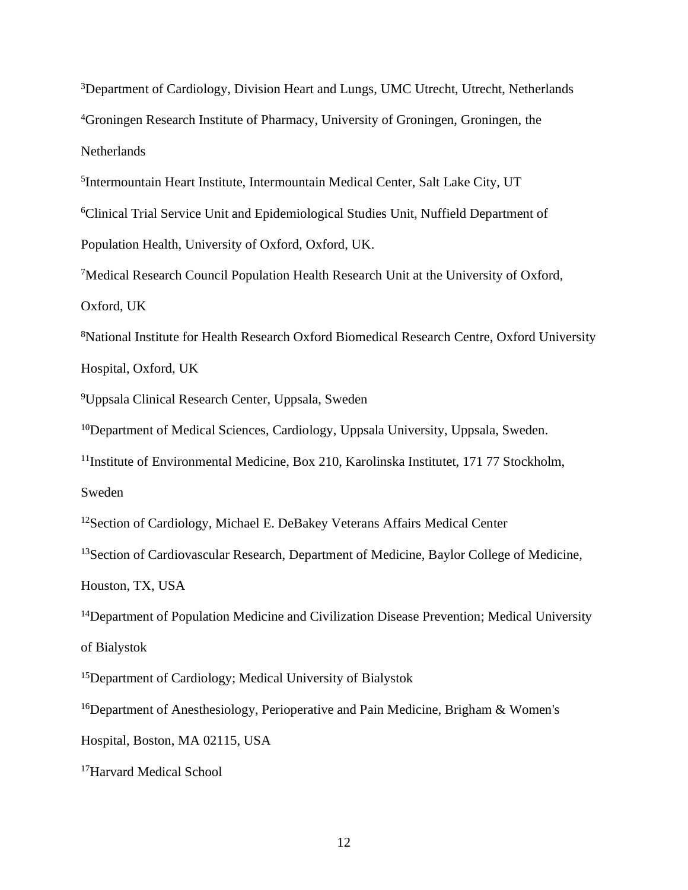[3]Department of Cardiology, Division Heart and Lungs, UMC Utrecht, Utrecht, Netherlands

[4]Groningen Research Institute of Pharmacy, University of Groningen, Groningen, the Netherlands

[5]Intermountain Heart Institute, Intermountain Medical Center, Salt Lake City, UT

[6]Clinical Trial Service Unit and Epidemiological Studies Unit, Nuffield Department of Population Health, University of Oxford, Oxford, UK.

[7]Medical Research Council Population Health Research Unit at the University of Oxford, Oxford, UK

[8]National Institute for Health Research Oxford Biomedical Research Centre, Oxford University Hospital, Oxford, UK

[9]Uppsala Clinical Research Center, Uppsala, Sweden

[10]Department of Medical Sciences, Cardiology, Uppsala University, Uppsala, Sweden.

[11]Institute of Environmental Medicine, Box 210, Karolinska Institutet, 171 77 Stockholm, Sweden

[12]Section of Cardiology, Michael E. DeBakey Veterans Affairs Medical Center

[13]Section of Cardiovascular Research, Department of Medicine, Baylor College of Medicine, Houston, TX, USA

[14]Department of Population Medicine and Civilization Disease Prevention; Medical University of Bialystok

[15]Department of Cardiology; Medical University of Bialystok

[16]Department of Anesthesiology, Perioperative and Pain Medicine, Brigham & Women's Hospital, Boston, MA 02115, USA

[17]Harvard Medical School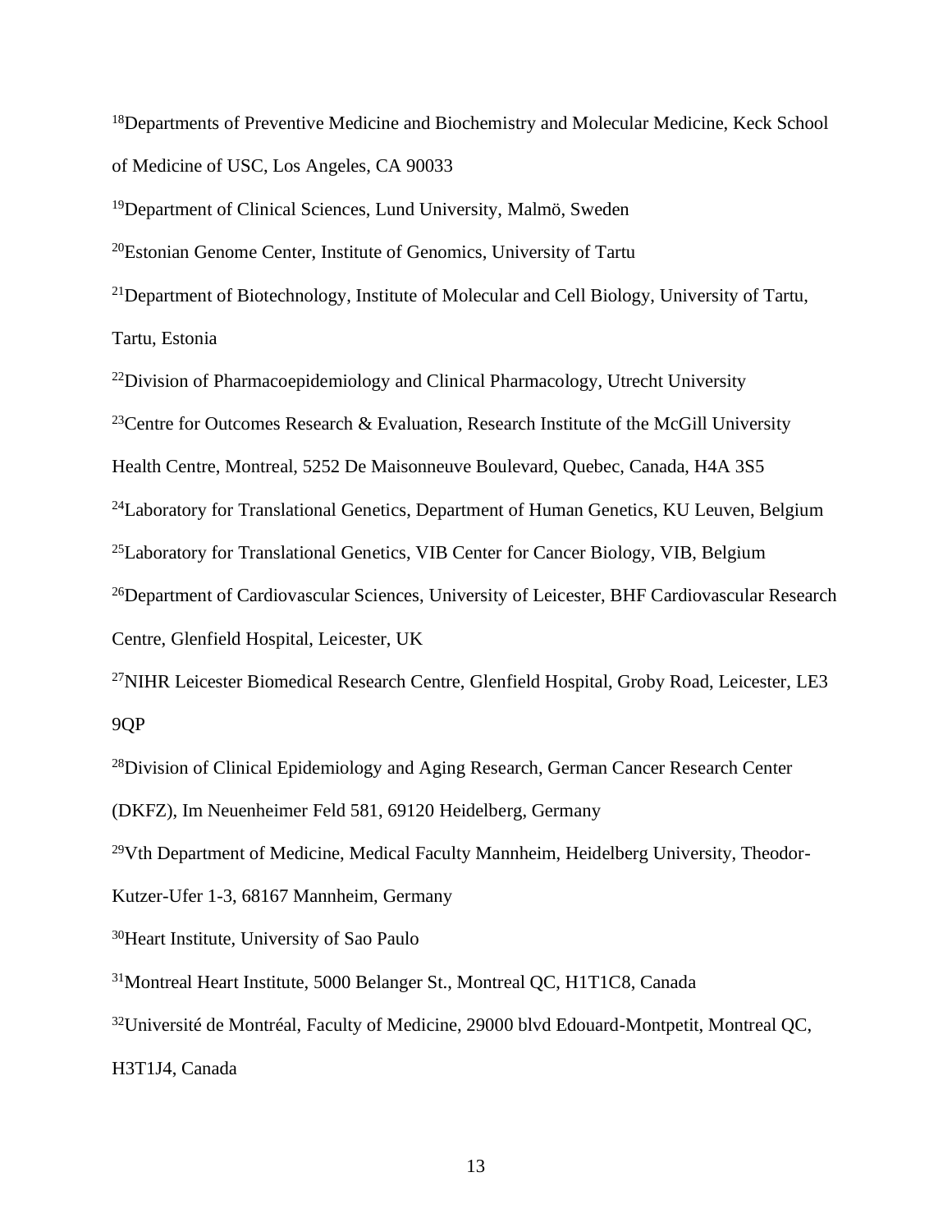[18]Departments of Preventive Medicine and Biochemistry and Molecular Medicine, Keck School of Medicine of USC, Los Angeles, CA 90033

[19]Department of Clinical Sciences, Lund University, Malmö, Sweden

[20]Estonian Genome Center, Institute of Genomics, University of Tartu

[21]Department of Biotechnology, Institute of Molecular and Cell Biology, University of Tartu, Tartu, Estonia

[22]Division of Pharmacoepidemiology and Clinical Pharmacology, Utrecht University

[23]Centre for Outcomes Research & Evaluation, Research Institute of the McGill University Health Centre, Montreal, 5252 De Maisonneuve Boulevard, Quebec, Canada, H4A 3S5

[24]Laboratory for Translational Genetics, Department of Human Genetics, KU Leuven, Belgium

[25]Laboratory for Translational Genetics, VIB Center for Cancer Biology, VIB, Belgium

[26]Department of Cardiovascular Sciences, University of Leicester, BHF Cardiovascular Research Centre, Glenfield Hospital, Leicester, UK

[27]NIHR Leicester Biomedical Research Centre, Glenfield Hospital, Groby Road, Leicester, LE3 9QP

[28]Division of Clinical Epidemiology and Aging Research, German Cancer Research Center (DKFZ), Im Neuenheimer Feld 581, 69120 Heidelberg, Germany

[29]Vth Department of Medicine, Medical Faculty Mannheim, Heidelberg University, Theodor-Kutzer-Ufer 1-3, 68167 Mannheim, Germany

[30]Heart Institute, University of Sao Paulo

[31]Montreal Heart Institute, 5000 Belanger St., Montreal QC, H1T1C8, Canada

[32]Université de Montréal, Faculty of Medicine, 29000 blvd Edouard-Montpetit, Montreal QC, H3T1J4, Canada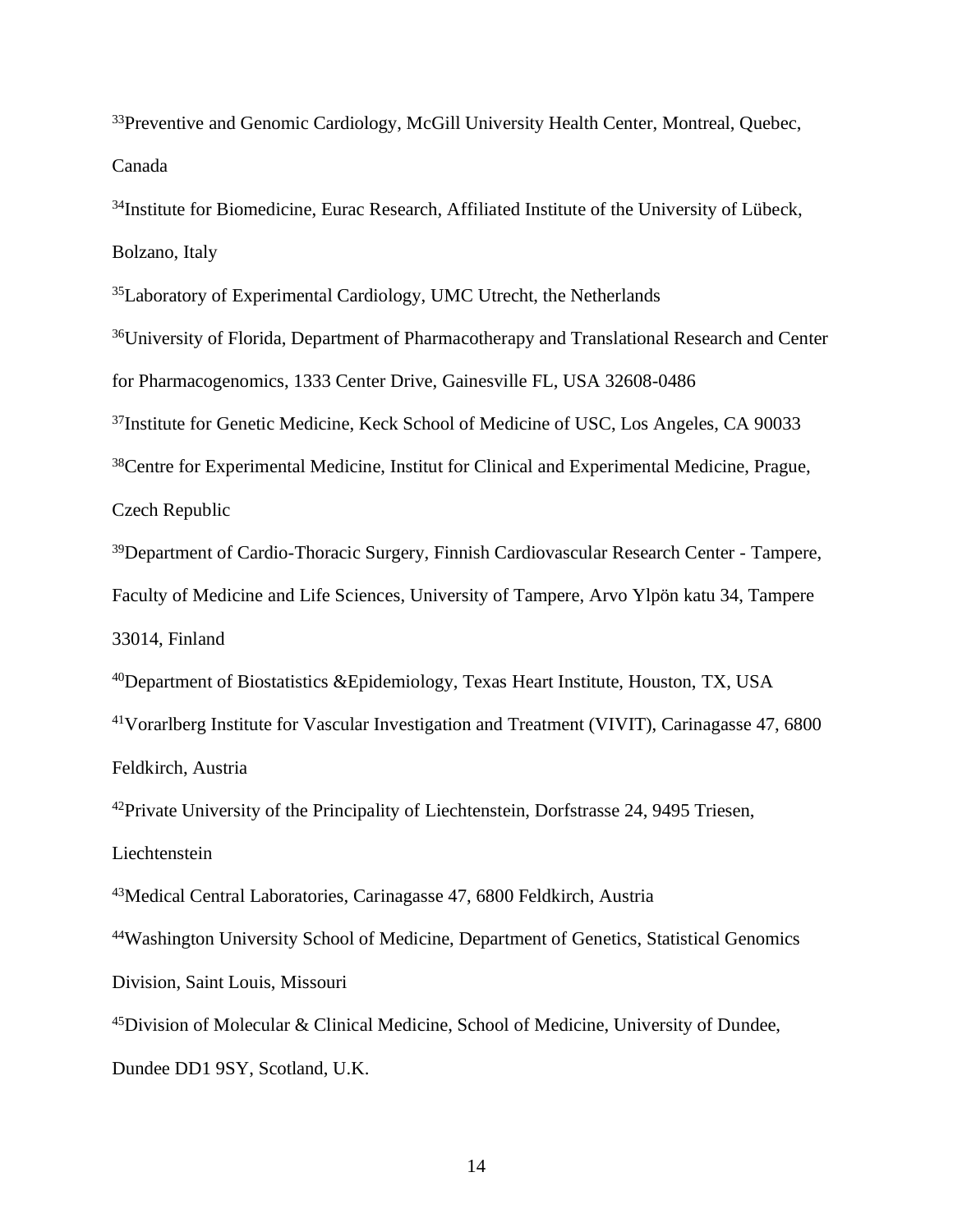[33]Preventive and Genomic Cardiology, McGill University Health Center, Montreal, Quebec, Canada

[34]Institute for Biomedicine, Eurac Research, Affiliated Institute of the University of Lübeck, Bolzano, Italy

[35]Laboratory of Experimental Cardiology, UMC Utrecht, the Netherlands

[36]University of Florida, Department of Pharmacotherapy and Translational Research and Center for Pharmacogenomics, 1333 Center Drive, Gainesville FL, USA 32608-0486

[37]Institute for Genetic Medicine, Keck School of Medicine of USC, Los Angeles, CA 90033

[38]Centre for Experimental Medicine, Institut for Clinical and Experimental Medicine, Prague, Czech Republic

[39]Department of Cardio-Thoracic Surgery, Finnish Cardiovascular Research Center - Tampere, Faculty of Medicine and Life Sciences, University of Tampere, Arvo Ylpön katu 34, Tampere 33014, Finland

[40]Department of Biostatistics &Epidemiology, Texas Heart Institute, Houston, TX, USA

[41]Vorarlberg Institute for Vascular Investigation and Treatment (VIVIT), Carinagasse 47, 6800 Feldkirch, Austria

[42]Private University of the Principality of Liechtenstein, Dorfstrasse 24, 9495 Triesen, Liechtenstein

[43]Medical Central Laboratories, Carinagasse 47, 6800 Feldkirch, Austria

[44]Washington University School of Medicine, Department of Genetics, Statistical Genomics Division, Saint Louis, Missouri

[45]Division of Molecular & Clinical Medicine, School of Medicine, University of Dundee, Dundee DD1 9SY, Scotland, U.K.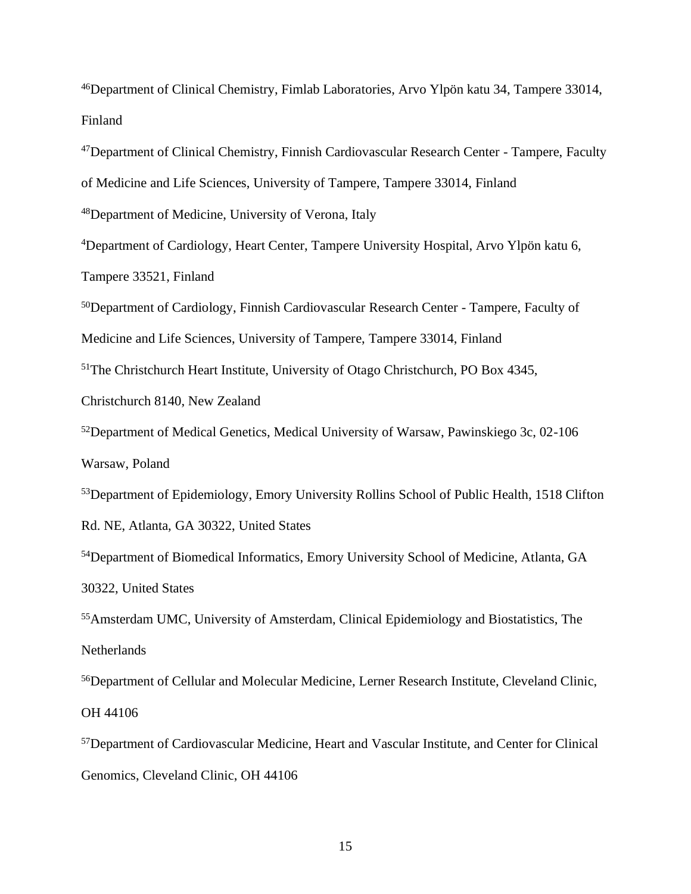[46]Department of Clinical Chemistry, Fimlab Laboratories, Arvo Ylpön katu 34, Tampere 33014, Finland

[47]Department of Clinical Chemistry, Finnish Cardiovascular Research Center - Tampere, Faculty of Medicine and Life Sciences, University of Tampere, Tampere 33014, Finland

[48]Department of Medicine, University of Verona, Italy

[4]Department of Cardiology, Heart Center, Tampere University Hospital, Arvo Ylpön katu 6, Tampere 33521, Finland

[50]Department of Cardiology, Finnish Cardiovascular Research Center - Tampere, Faculty of Medicine and Life Sciences, University of Tampere, Tampere 33014, Finland

[51]The Christchurch Heart Institute, University of Otago Christchurch, PO Box 4345, Christchurch 8140, New Zealand

[52]Department of Medical Genetics, Medical University of Warsaw, Pawinskiego 3c, 02-106 Warsaw, Poland

[53]Department of Epidemiology, Emory University Rollins School of Public Health, 1518 Clifton Rd. NE, Atlanta, GA 30322, United States

[54]Department of Biomedical Informatics, Emory University School of Medicine, Atlanta, GA 30322, United States

[55]Amsterdam UMC, University of Amsterdam, Clinical Epidemiology and Biostatistics, The Netherlands

[56]Department of Cellular and Molecular Medicine, Lerner Research Institute, Cleveland Clinic, OH 44106

[57]Department of Cardiovascular Medicine, Heart and Vascular Institute, and Center for Clinical Genomics, Cleveland Clinic, OH 44106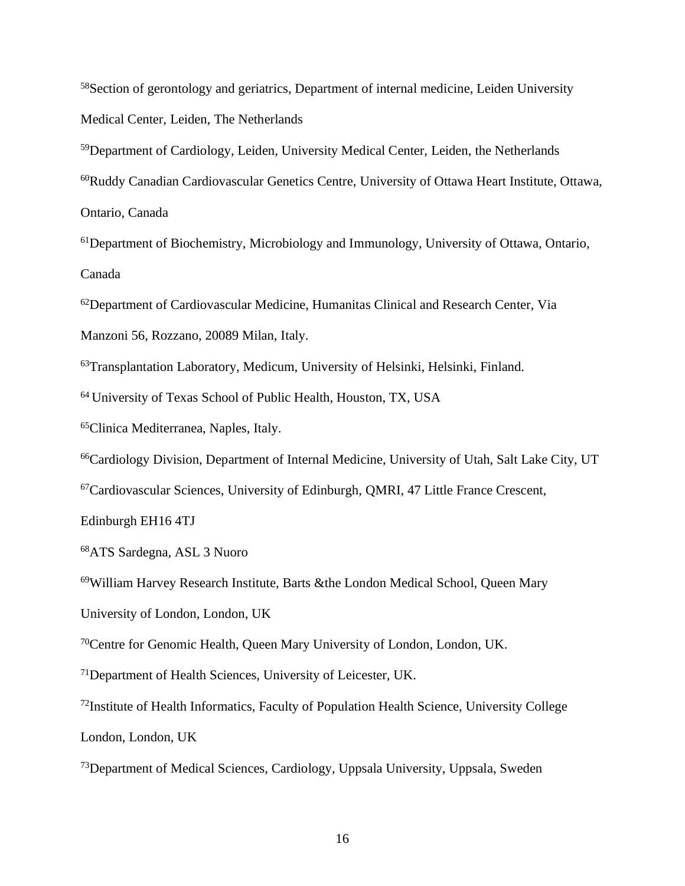[58]Section of gerontology and geriatrics, Department of internal medicine, Leiden University Medical Center, Leiden, The Netherlands

[59]Department of Cardiology, Leiden, University Medical Center, Leiden, the Netherlands

[60]Ruddy Canadian Cardiovascular Genetics Centre, University of Ottawa Heart Institute, Ottawa, Ontario, Canada

[61]Department of Biochemistry, Microbiology and Immunology, University of Ottawa, Ontario, Canada

[62]Department of Cardiovascular Medicine, Humanitas Clinical and Research Center, Via Manzoni 56, Rozzano, 20089 Milan, Italy.

[63]Transplantation Laboratory, Medicum, University of Helsinki, Helsinki, Finland.

[64] University of Texas School of Public Health, Houston, TX, USA

[65]Clinica Mediterranea, Naples, Italy.

[66]Cardiology Division, Department of Internal Medicine, University of Utah, Salt Lake City, UT

[67]Cardiovascular Sciences, University of Edinburgh, QMRI, 47 Little France Crescent, Edinburgh EH16 4TJ

[68]ATS Sardegna, ASL 3 Nuoro

[69]William Harvey Research Institute, Barts &the London Medical School, Queen Mary University of London, London, UK

[70]Centre for Genomic Health, Queen Mary University of London, London, UK.

[71]Department of Health Sciences, University of Leicester, UK.

[72]Institute of Health Informatics, Faculty of Population Health Science, University College London, London, UK

[73]Department of Medical Sciences, Cardiology, Uppsala University, Uppsala, Sweden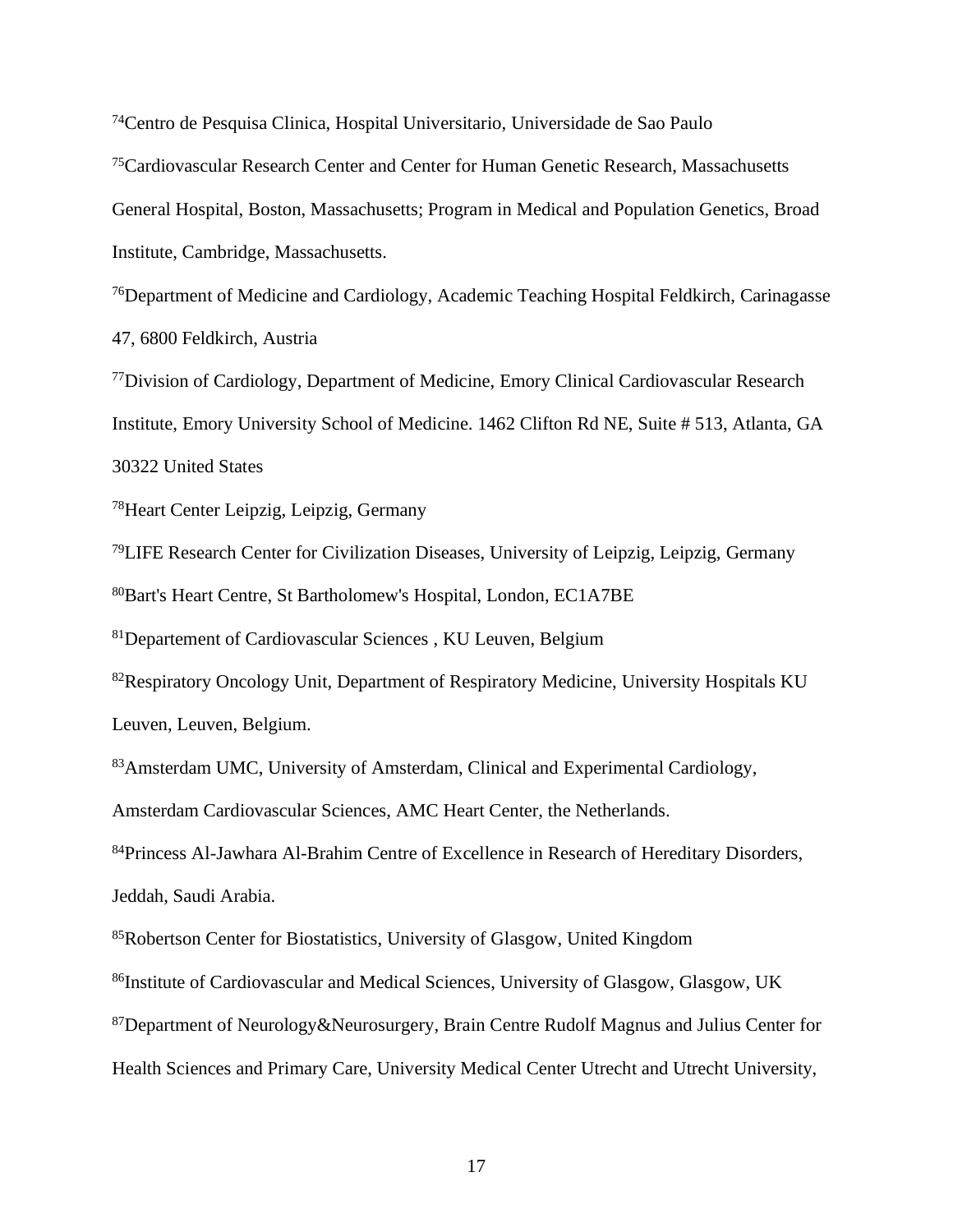[74]Centro de Pesquisa Clinica, Hospital Universitario, Universidade de Sao Paulo

[75]Cardiovascular Research Center and Center for Human Genetic Research, Massachusetts General Hospital, Boston, Massachusetts; Program in Medical and Population Genetics, Broad Institute, Cambridge, Massachusetts.

[76]Department of Medicine and Cardiology, Academic Teaching Hospital Feldkirch, Carinagasse 47, 6800 Feldkirch, Austria

[77]Division of Cardiology, Department of Medicine, Emory Clinical Cardiovascular Research Institute, Emory University School of Medicine. 1462 Clifton Rd NE, Suite # 513, Atlanta, GA 30322 United States

[78]Heart Center Leipzig, Leipzig, Germany

[79]LIFE Research Center for Civilization Diseases, University of Leipzig, Leipzig, Germany

[80]Bart's Heart Centre, St Bartholomew's Hospital, London, EC1A7BE

[81]Departement of Cardiovascular Sciences , KU Leuven, Belgium

[82]Respiratory Oncology Unit, Department of Respiratory Medicine, University Hospitals KU Leuven, Leuven, Belgium.

[83]Amsterdam UMC, University of Amsterdam, Clinical and Experimental Cardiology, Amsterdam Cardiovascular Sciences, AMC Heart Center, the Netherlands.

[84]Princess Al-Jawhara Al-Brahim Centre of Excellence in Research of Hereditary Disorders, Jeddah, Saudi Arabia.

[85]Robertson Center for Biostatistics, University of Glasgow, United Kingdom

[86]Institute of Cardiovascular and Medical Sciences, University of Glasgow, Glasgow, UK

[87]Department of Neurology&Neurosurgery, Brain Centre Rudolf Magnus and Julius Center for Health Sciences and Primary Care, University Medical Center Utrecht and Utrecht University,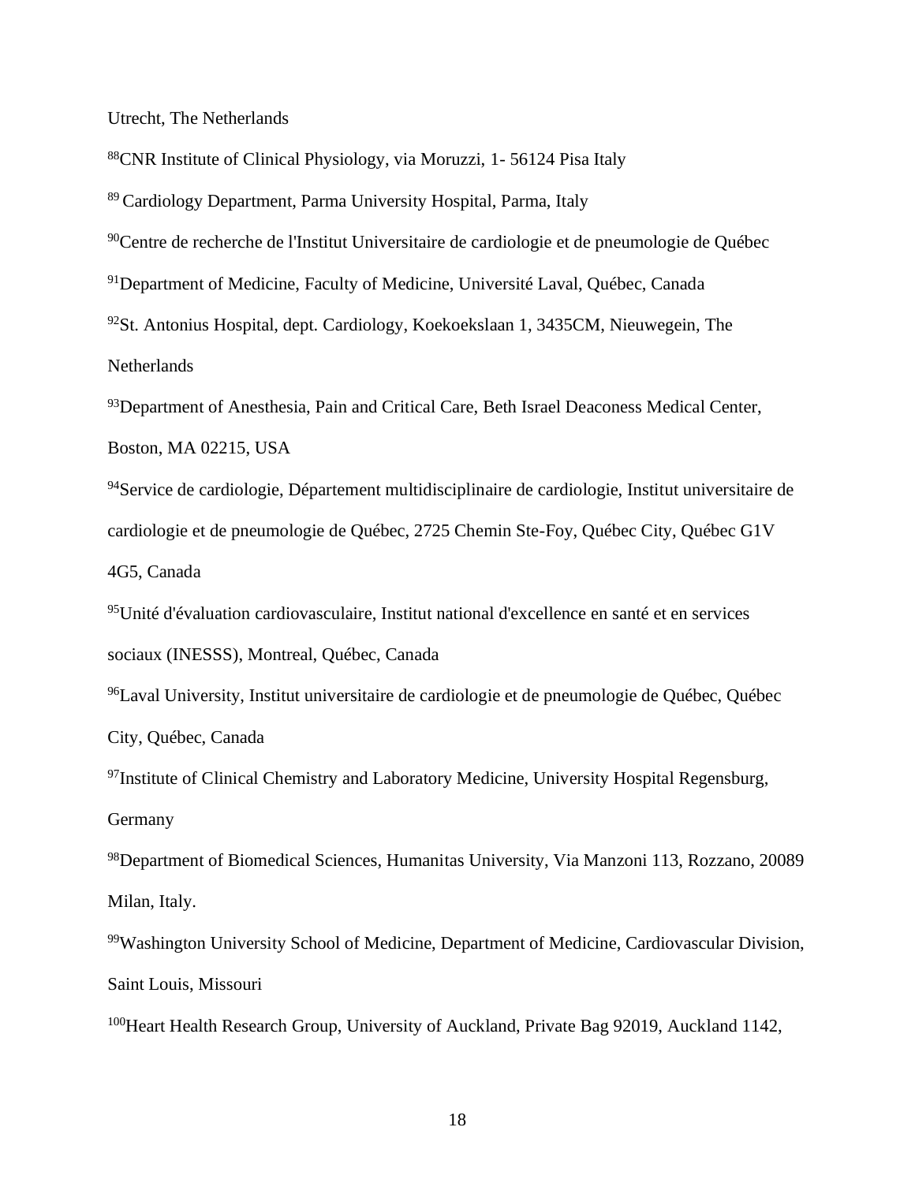Utrecht, The Netherlands

[88]CNR Institute of Clinical Physiology, via Moruzzi, 1- 56124 Pisa Italy

[89] Cardiology Department, Parma University Hospital, Parma, Italy

[90]Centre de recherche de l'Institut Universitaire de cardiologie et de pneumologie de Québec

[91]Department of Medicine, Faculty of Medicine, Université Laval, Québec, Canada

[92]St. Antonius Hospital, dept. Cardiology, Koekoekslaan 1, 3435CM, Nieuwegein, The Netherlands

[93]Department of Anesthesia, Pain and Critical Care, Beth Israel Deaconess Medical Center, Boston, MA 02215, USA

[94]Service de cardiologie, Département multidisciplinaire de cardiologie, Institut universitaire de cardiologie et de pneumologie de Québec, 2725 Chemin Ste-Foy, Québec City, Québec G1V 4G5, Canada

[95]Unité d'évaluation cardiovasculaire, Institut national d'excellence en santé et en services sociaux (INESSS), Montreal, Québec, Canada

[96]Laval University, Institut universitaire de cardiologie et de pneumologie de Québec, Québec City, Québec, Canada

[97]Institute of Clinical Chemistry and Laboratory Medicine, University Hospital Regensburg, Germany

[98]Department of Biomedical Sciences, Humanitas University, Via Manzoni 113, Rozzano, 20089 Milan, Italy.

[99]Washington University School of Medicine, Department of Medicine, Cardiovascular Division, Saint Louis, Missouri

[100]Heart Health Research Group, University of Auckland, Private Bag 92019, Auckland 1142,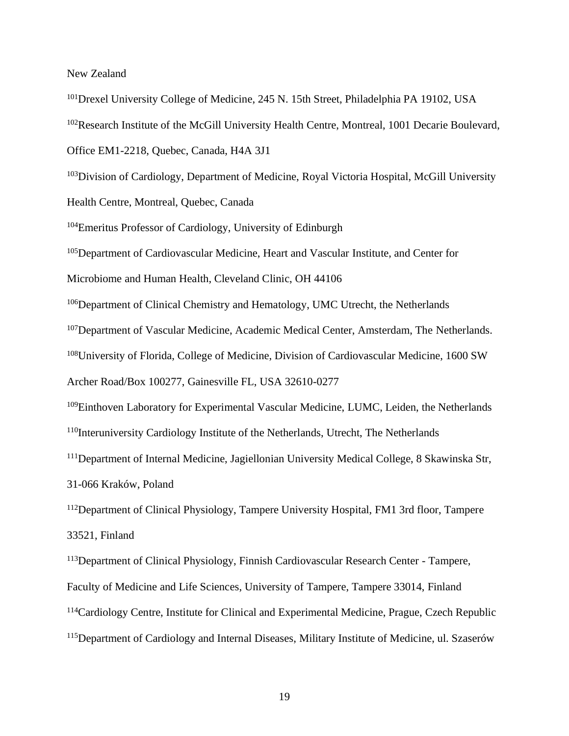New Zealand

[101]Drexel University College of Medicine, 245 N. 15th Street, Philadelphia PA 19102, USA

[102]Research Institute of the McGill University Health Centre, Montreal, 1001 Decarie Boulevard, Office EM1-2218, Quebec, Canada, H4A 3J1

[103]Division of Cardiology, Department of Medicine, Royal Victoria Hospital, McGill University Health Centre, Montreal, Quebec, Canada

[104]Emeritus Professor of Cardiology, University of Edinburgh

[105]Department of Cardiovascular Medicine, Heart and Vascular Institute, and Center for Microbiome and Human Health, Cleveland Clinic, OH 44106

[106]Department of Clinical Chemistry and Hematology, UMC Utrecht, the Netherlands

[107]Department of Vascular Medicine, Academic Medical Center, Amsterdam, The Netherlands.

[108]University of Florida, College of Medicine, Division of Cardiovascular Medicine, 1600 SW Archer Road/Box 100277, Gainesville FL, USA 32610-0277

[109]Einthoven Laboratory for Experimental Vascular Medicine, LUMC, Leiden, the Netherlands

[110]Interuniversity Cardiology Institute of the Netherlands, Utrecht, The Netherlands

[111]Department of Internal Medicine, Jagiellonian University Medical College, 8 Skawinska Str, 31-066 Kraków, Poland

[112]Department of Clinical Physiology, Tampere University Hospital, FM1 3rd floor, Tampere 33521, Finland

[113]Department of Clinical Physiology, Finnish Cardiovascular Research Center - Tampere, Faculty of Medicine and Life Sciences, University of Tampere, Tampere 33014, Finland

[114]Cardiology Centre, Institute for Clinical and Experimental Medicine, Prague, Czech Republic

[115]Department of Cardiology and Internal Diseases, Military Institute of Medicine, ul. Szaserów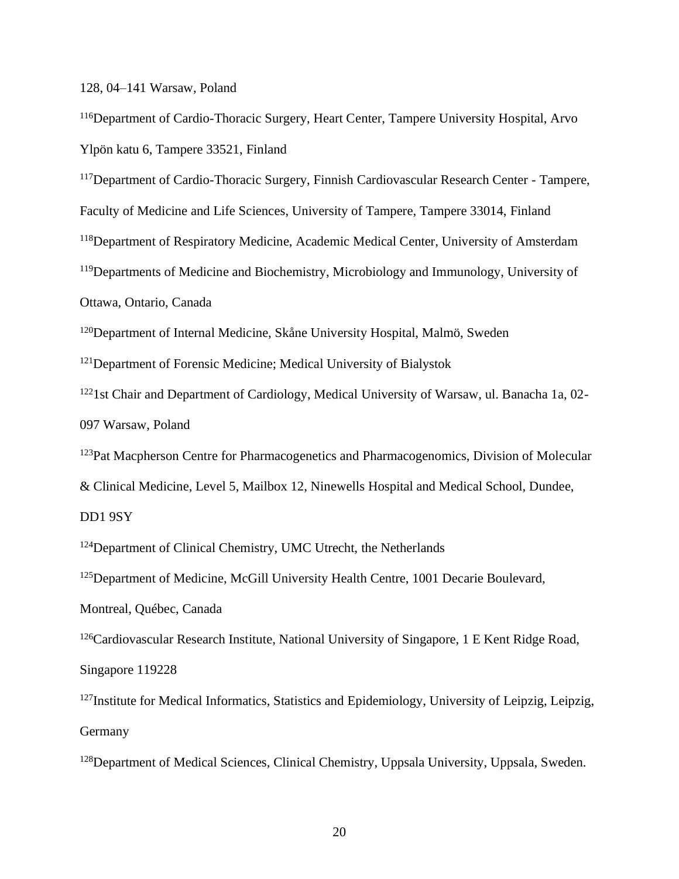128, 04–141 Warsaw, Poland

[116]Department of Cardio-Thoracic Surgery, Heart Center, Tampere University Hospital, Arvo Ylpön katu 6, Tampere 33521, Finland

[117]Department of Cardio-Thoracic Surgery, Finnish Cardiovascular Research Center - Tampere, Faculty of Medicine and Life Sciences, University of Tampere, Tampere 33014, Finland

[118]Department of Respiratory Medicine, Academic Medical Center, University of Amsterdam

[119]Departments of Medicine and Biochemistry, Microbiology and Immunology, University of Ottawa, Ontario, Canada

[120]Department of Internal Medicine, Skåne University Hospital, Malmö, Sweden

[121]Department of Forensic Medicine; Medical University of Bialystok

[122]1st Chair and Department of Cardiology, Medical University of Warsaw, ul. Banacha 1a, 02-097 Warsaw, Poland

[123]Pat Macpherson Centre for Pharmacogenetics and Pharmacogenomics, Division of Molecular & Clinical Medicine, Level 5, Mailbox 12, Ninewells Hospital and Medical School, Dundee, DD1 9SY

[124]Department of Clinical Chemistry, UMC Utrecht, the Netherlands

[125]Department of Medicine, McGill University Health Centre, 1001 Decarie Boulevard, Montreal, Québec, Canada

[126]Cardiovascular Research Institute, National University of Singapore, 1 E Kent Ridge Road, Singapore 119228

[127]Institute for Medical Informatics, Statistics and Epidemiology, University of Leipzig, Leipzig, Germany

[128]Department of Medical Sciences, Clinical Chemistry, Uppsala University, Uppsala, Sweden.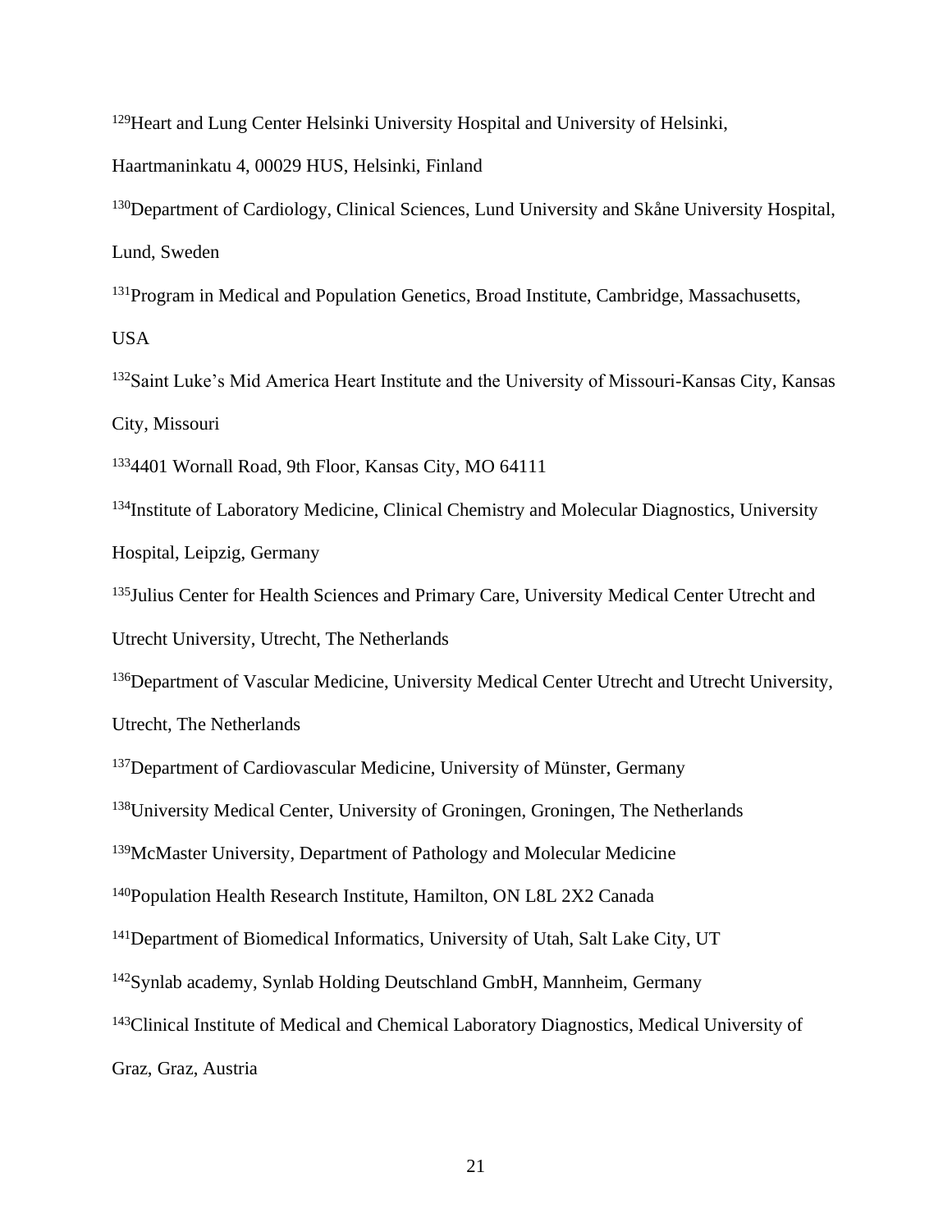[129]Heart and Lung Center Helsinki University Hospital and University of Helsinki, Haartmaninkatu 4, 00029 HUS, Helsinki, Finland

[130]Department of Cardiology, Clinical Sciences, Lund University and Skåne University Hospital, Lund, Sweden

[131]Program in Medical and Population Genetics, Broad Institute, Cambridge, Massachusetts, USA

[132]Saint Luke's Mid America Heart Institute and the University of Missouri-Kansas City, Kansas City, Missouri

[133]4401 Wornall Road, 9th Floor, Kansas City, MO 64111

[134]Institute of Laboratory Medicine, Clinical Chemistry and Molecular Diagnostics, University Hospital, Leipzig, Germany

[135]Julius Center for Health Sciences and Primary Care, University Medical Center Utrecht and Utrecht University, Utrecht, The Netherlands

[136]Department of Vascular Medicine, University Medical Center Utrecht and Utrecht University, Utrecht, The Netherlands

[137]Department of Cardiovascular Medicine, University of Münster, Germany

[138]University Medical Center, University of Groningen, Groningen, The Netherlands

[139]McMaster University, Department of Pathology and Molecular Medicine

[140]Population Health Research Institute, Hamilton, ON L8L 2X2 Canada

[141]Department of Biomedical Informatics, University of Utah, Salt Lake City, UT

[142]Synlab academy, Synlab Holding Deutschland GmbH, Mannheim, Germany

[143]Clinical Institute of Medical and Chemical Laboratory Diagnostics, Medical University of Graz, Graz, Austria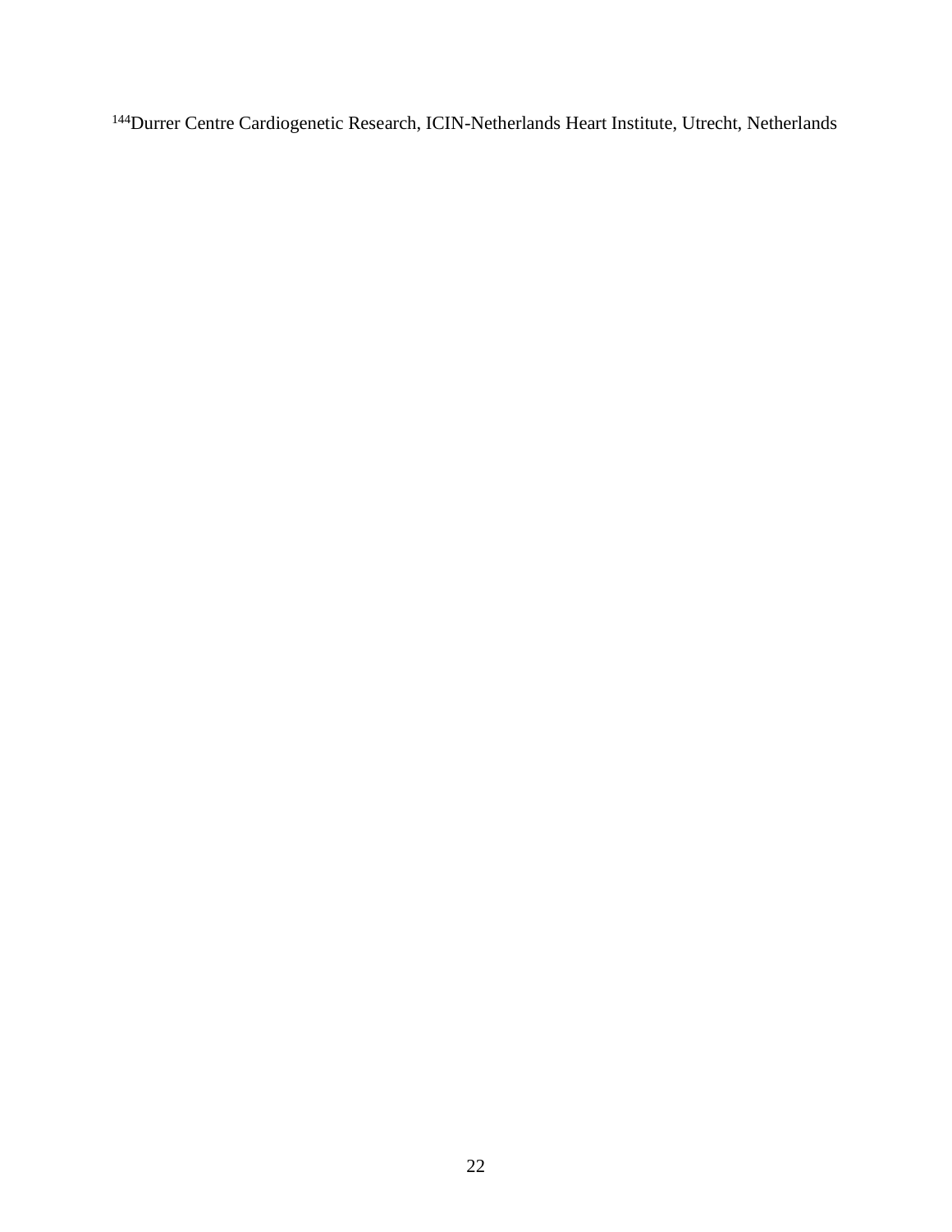[144]Durrer Centre Cardiogenetic Research, ICIN-Netherlands Heart Institute, Utrecht, Netherlands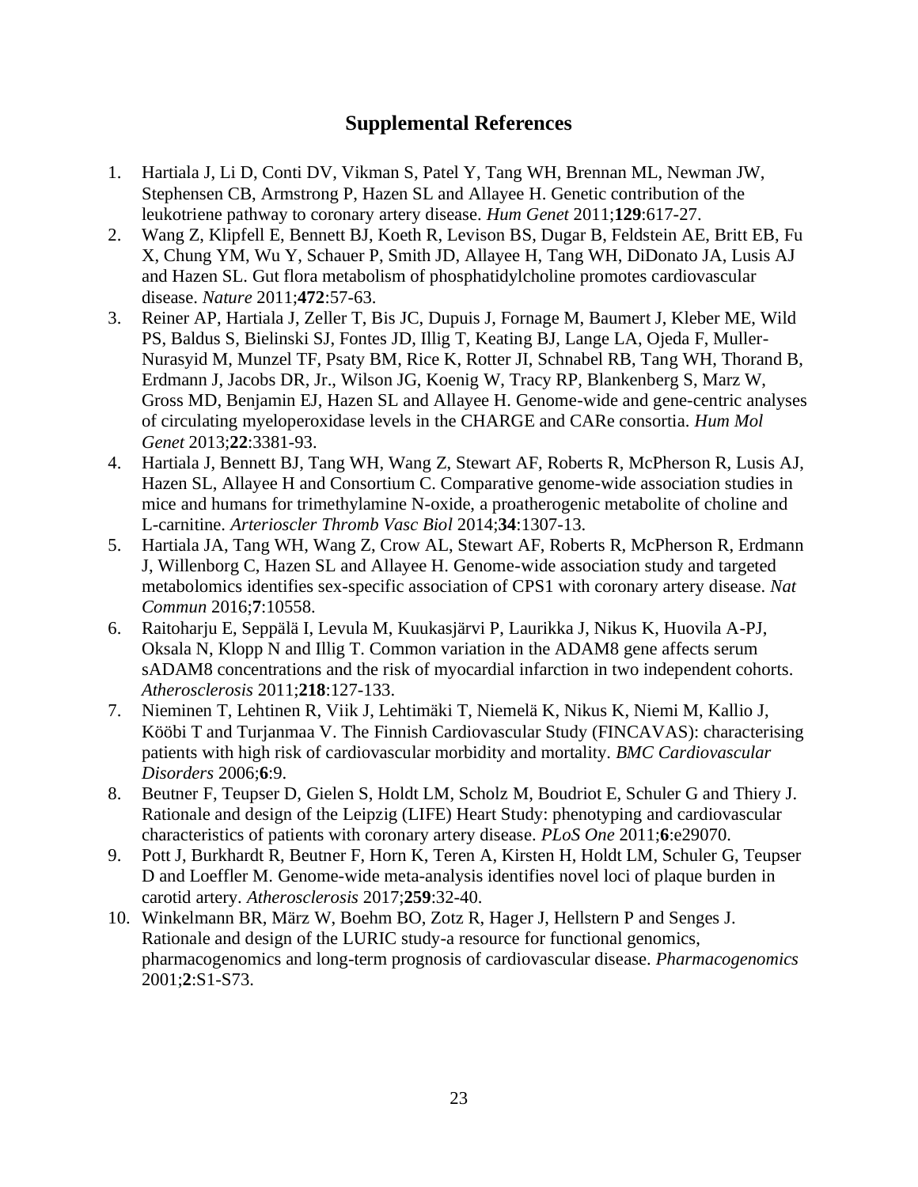## Supplemental References

1. Hartiala J, Li D, Conti DV, Vikman S, Patel Y, Tang WH, Brennan ML, Newman JW, Stephensen CB, Armstrong P, Hazen SL and Allayee H. Genetic contribution of the leukotriene pathway to coronary artery disease. *Hum Genet* 2011;**129**:617-27.
2. Wang Z, Klipfell E, Bennett BJ, Koeth R, Levison BS, Dugar B, Feldstein AE, Britt EB, Fu X, Chung YM, Wu Y, Schauer P, Smith JD, Allayee H, Tang WH, DiDonato JA, Lusis AJ and Hazen SL. Gut flora metabolism of phosphatidylcholine promotes cardiovascular disease. *Nature* 2011;**472**:57-63.
3. Reiner AP, Hartiala J, Zeller T, Bis JC, Dupuis J, Fornage M, Baumert J, Kleber ME, Wild PS, Baldus S, Bielinski SJ, Fontes JD, Illig T, Keating BJ, Lange LA, Ojeda F, Muller-Nurasyid M, Munzel TF, Psaty BM, Rice K, Rotter JI, Schnabel RB, Tang WH, Thorand B, Erdmann J, Jacobs DR, Jr., Wilson JG, Koenig W, Tracy RP, Blankenberg S, Marz W, Gross MD, Benjamin EJ, Hazen SL and Allayee H. Genome-wide and gene-centric analyses of circulating myeloperoxidase levels in the CHARGE and CARe consortia. *Hum Mol Genet* 2013;**22**:3381-93.
4. Hartiala J, Bennett BJ, Tang WH, Wang Z, Stewart AF, Roberts R, McPherson R, Lusis AJ, Hazen SL, Allayee H and Consortium C. Comparative genome-wide association studies in mice and humans for trimethylamine N-oxide, a proatherogenic metabolite of choline and L-carnitine. *Arterioscler Thromb Vasc Biol* 2014;**34**:1307-13.
5. Hartiala JA, Tang WH, Wang Z, Crow AL, Stewart AF, Roberts R, McPherson R, Erdmann J, Willenborg C, Hazen SL and Allayee H. Genome-wide association study and targeted metabolomics identifies sex-specific association of CPS1 with coronary artery disease. *Nat Commun* 2016;**7**:10558.
6. Raitoharju E, Seppälä I, Levula M, Kuukasjärvi P, Laurikka J, Nikus K, Huovila A-PJ, Oksala N, Klopp N and Illig T. Common variation in the ADAM8 gene affects serum sADAM8 concentrations and the risk of myocardial infarction in two independent cohorts. *Atherosclerosis* 2011;**218**:127-133.
7. Nieminen T, Lehtinen R, Viik J, Lehtimäki T, Niemelä K, Nikus K, Niemi M, Kallio J, Kööbi T and Turjanmaa V. The Finnish Cardiovascular Study (FINCAVAS): characterising patients with high risk of cardiovascular morbidity and mortality. *BMC Cardiovascular Disorders* 2006;**6**:9.
8. Beutner F, Teupser D, Gielen S, Holdt LM, Scholz M, Boudriot E, Schuler G and Thiery J. Rationale and design of the Leipzig (LIFE) Heart Study: phenotyping and cardiovascular characteristics of patients with coronary artery disease. *PLoS One* 2011;**6**:e29070.
9. Pott J, Burkhardt R, Beutner F, Horn K, Teren A, Kirsten H, Holdt LM, Schuler G, Teupser D and Loeffler M. Genome-wide meta-analysis identifies novel loci of plaque burden in carotid artery. *Atherosclerosis* 2017;**259**:32-40.
10. Winkelmann BR, März W, Boehm BO, Zotz R, Hager J, Hellstern P and Senges J. Rationale and design of the LURIC study-a resource for functional genomics, pharmacogenomics and long-term prognosis of cardiovascular disease. *Pharmacogenomics* 2001;**2**:S1-S73.